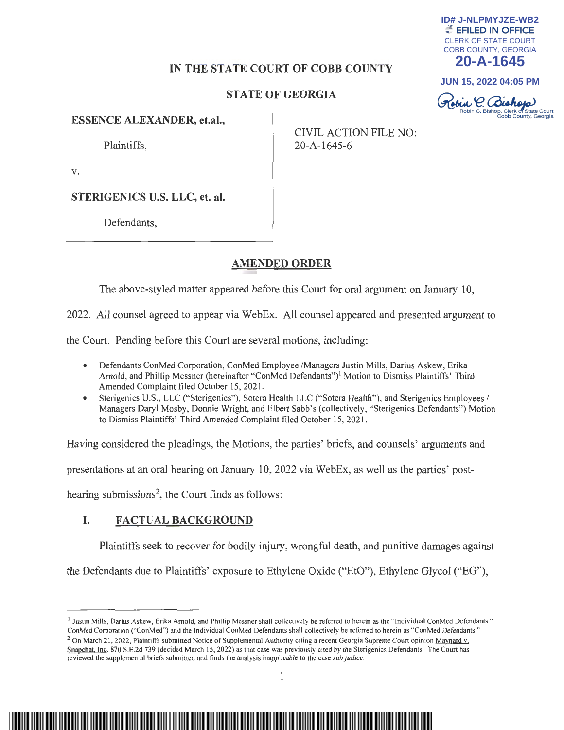ID# J-NLPMYJZE-WB2
EFILED IN OFFICE
CLERK OF STATE COURT
COBB COUNTY, GEORGIA
**20-A-1645**
JUN 15, 2022 04:05 PM
Robin C. Bishop, Clerk of State Court
Cobb County, Georgia

**IN THE STATE COURT OF COBB COUNTY**

**STATE OF GEORGIA**

**ESSENCE ALEXANDER, et.al.,**

Plaintiffs,

v.

**STERIGENICS U.S. LLC, et. al.**

Defendants,

CIVIL ACTION FILE NO: 20-A-1645-6

## AMENDED ORDER

The above-styled matter appeared before this Court for oral argument on January 10, 2022. All counsel agreed to appear via WebEx. All counsel appeared and presented argument to the Court. Pending before this Court are several motions, including:

- Defendants ConMed Corporation, ConMed Employee /Managers Justin Mills, Darius Askew, Erika Arnold, and Phillip Messner (hereinafter "ConMed Defendants")[1] Motion to Dismiss Plaintiffs' Third Amended Complaint filed October 15, 2021.
- Sterigenics U.S., LLC ("Sterigenics"), Sotera Health LLC ("Sotera Health"), and Sterigenics Employees / Managers Daryl Mosby, Donnie Wright, and Elbert Sabb's (collectively, "Sterigenics Defendants") Motion to Dismiss Plaintiffs' Third Amended Complaint filed October 15, 2021.

Having considered the pleadings, the Motions, the parties' briefs, and counsels' arguments and presentations at an oral hearing on January 10, 2022 via WebEx, as well as the parties' post-hearing submissions[2], the Court finds as follows:

## I. FACTUAL BACKGROUND

Plaintiffs seek to recover for bodily injury, wrongful death, and punitive damages against the Defendants due to Plaintiffs' exposure to Ethylene Oxide ("EtO"), Ethylene Glycol ("EG"),

[1] Justin Mills, Darius Askew, Erika Arnold, and Phillip Messner shall collectively be referred to herein as the "Individual ConMed Defendants." ConMed Corporation ("ConMed") and the Individual ConMed Defendants shall collectively be referred to herein as "ConMed Defendants."

[2] On March 21, 2022, Plaintiffs submitted Notice of Supplemental Authority citing a recent Georgia Supreme Court opinion Maynard v. Snapchat, Inc. 870 S.E.2d 739 (decided March 15, 2022) as that case was previously cited by the Sterigenics Defendants. The Court has reviewed the supplemental briefs submitted and finds the analysis inapplicable to the case *sub judice*.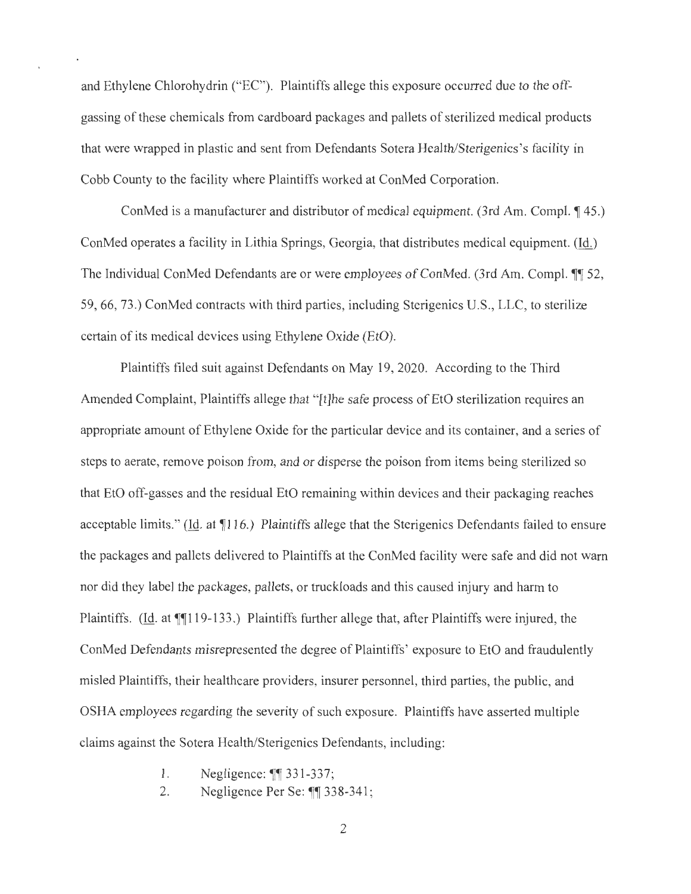and Ethylene Chlorohydrin ("EC"). Plaintiffs allege this exposure occurred due to the off-gassing of these chemicals from cardboard packages and pallets of sterilized medical products that were wrapped in plastic and sent from Defendants Sotera Health/Sterigenics's facility in Cobb County to the facility where Plaintiffs worked at ConMed Corporation.

ConMed is a manufacturer and distributor of medical equipment. (3rd Am. Compl. ¶ 45.) ConMed operates a facility in Lithia Springs, Georgia, that distributes medical equipment. (Id.) The Individual ConMed Defendants are or were employees of ConMed. (3rd Am. Compl. ¶¶ 52, 59, 66, 73.) ConMed contracts with third parties, including Sterigenics U.S., LLC, to sterilize certain of its medical devices using Ethylene Oxide (EtO).

Plaintiffs filed suit against Defendants on May 19, 2020. According to the Third Amended Complaint, Plaintiffs allege that "[t]he safe process of EtO sterilization requires an appropriate amount of Ethylene Oxide for the particular device and its container, and a series of steps to aerate, remove poison from, and or disperse the poison from items being sterilized so that EtO off-gasses and the residual EtO remaining within devices and their packaging reaches acceptable limits." (Id. at ¶116.) Plaintiffs allege that the Sterigenics Defendants failed to ensure the packages and pallets delivered to Plaintiffs at the ConMed facility were safe and did not warn nor did they label the packages, pallets, or truckloads and this caused injury and harm to Plaintiffs. (Id. at ¶¶119-133.) Plaintiffs further allege that, after Plaintiffs were injured, the ConMed Defendants misrepresented the degree of Plaintiffs' exposure to EtO and fraudulently misled Plaintiffs, their healthcare providers, insurer personnel, third parties, the public, and OSHA employees regarding the severity of such exposure. Plaintiffs have asserted multiple claims against the Sotera Health/Sterigenics Defendants, including:

1. Negligence: ¶¶ 331-337;
2. Negligence Per Se: ¶¶ 338-341;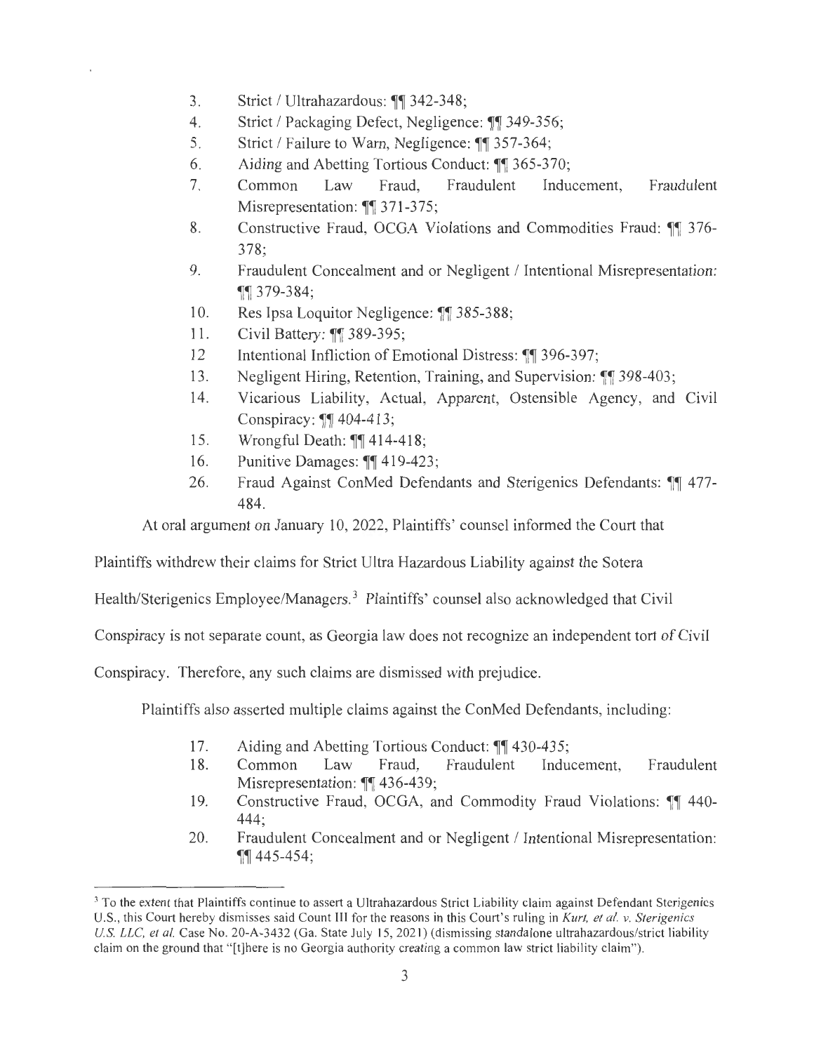3. Strict / Ultrahazardous: ¶¶ 342-348;
4. Strict / Packaging Defect, Negligence: ¶¶ 349-356;
5. Strict / Failure to Warn, Negligence: ¶¶ 357-364;
6. Aiding and Abetting Tortious Conduct: ¶¶ 365-370;
7. Common Law Fraud, Fraudulent Inducement, Fraudulent Misrepresentation: ¶¶ 371-375;
8. Constructive Fraud, OCGA Violations and Commodities Fraud: ¶¶ 376-378;
9. Fraudulent Concealment and or Negligent / Intentional Misrepresentation: ¶¶ 379-384;
10. Res Ipsa Loquitor Negligence: ¶¶ 385-388;
11. Civil Battery: ¶¶ 389-395;
12. Intentional Infliction of Emotional Distress: ¶¶ 396-397;
13. Negligent Hiring, Retention, Training, and Supervision: ¶¶ 398-403;
14. Vicarious Liability, Actual, Apparent, Ostensible Agency, and Civil Conspiracy: ¶¶ 404-413;
15. Wrongful Death: ¶¶ 414-418;
16. Punitive Damages: ¶¶ 419-423;
26. Fraud Against ConMed Defendants and Sterigenics Defendants: ¶¶ 477-484.

At oral argument on January 10, 2022, Plaintiffs' counsel informed the Court that Plaintiffs withdrew their claims for Strict Ultra Hazardous Liability against the Sotera Health/Sterigenics Employee/Managers.[3] Plaintiffs' counsel also acknowledged that Civil Conspiracy is not separate count, as Georgia law does not recognize an independent tort of Civil Conspiracy. Therefore, any such claims are dismissed with prejudice.

Plaintiffs also asserted multiple claims against the ConMed Defendants, including:

17. Aiding and Abetting Tortious Conduct: ¶¶ 430-435;
18. Common Law Fraud, Fraudulent Inducement, Fraudulent Misrepresentation: ¶¶ 436-439;
19. Constructive Fraud, OCGA, and Commodity Fraud Violations: ¶¶ 440-444;
20. Fraudulent Concealment and or Negligent / Intentional Misrepresentation: ¶¶ 445-454;

[3] To the extent that Plaintiffs continue to assert a Ultrahazardous Strict Liability claim against Defendant Sterigenics U.S., this Court hereby dismisses said Count III for the reasons in this Court's ruling in *Kurt, et al. v. Sterigenics U.S. LLC, et al.* Case No. 20-A-3432 (Ga. State July 15, 2021) (dismissing standalone ultrahazardous/strict liability claim on the ground that "[t]here is no Georgia authority creating a common law strict liability claim").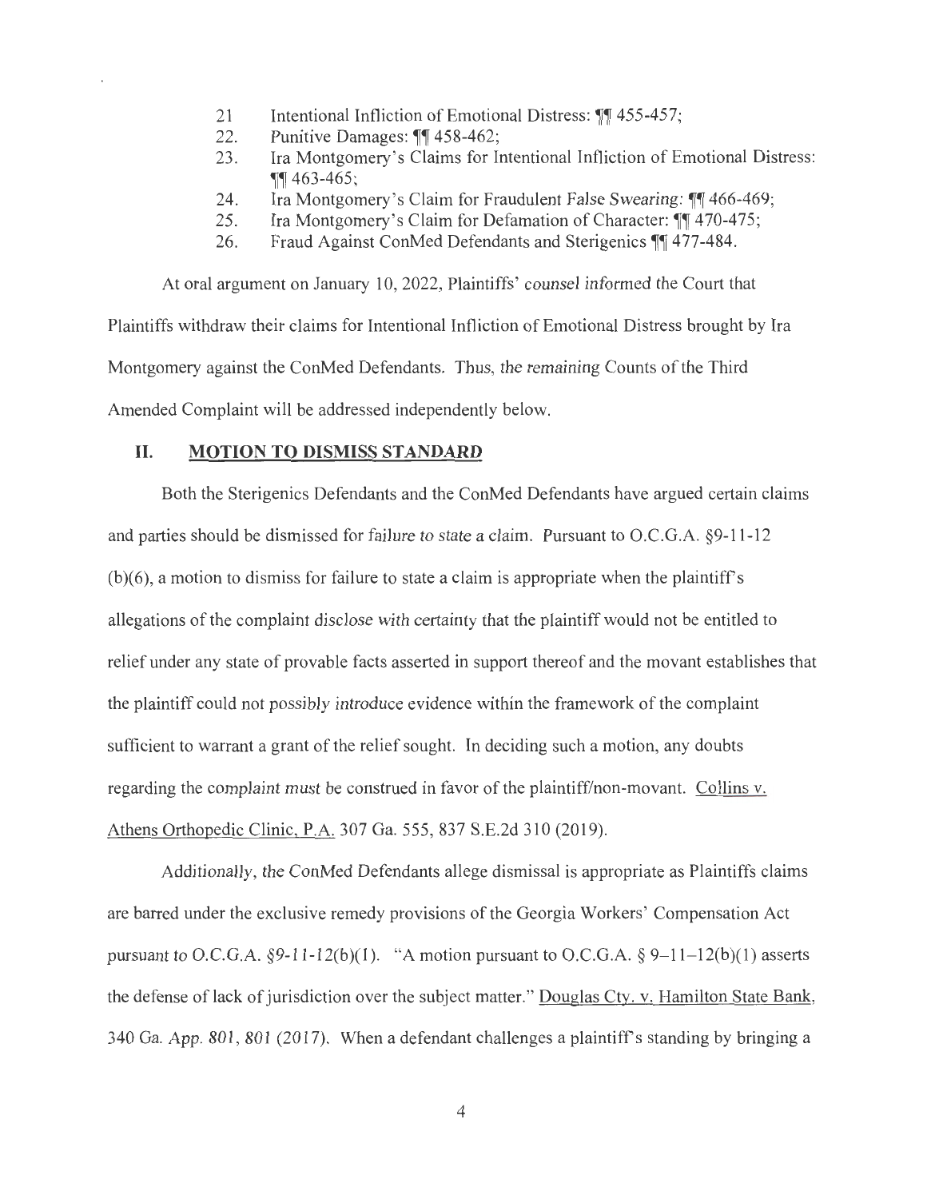21. Intentional Infliction of Emotional Distress: ¶¶ 455-457;
22. Punitive Damages: ¶¶ 458-462;
23. Ira Montgomery's Claims for Intentional Infliction of Emotional Distress: ¶¶ 463-465;
24. Ira Montgomery's Claim for Fraudulent False Swearing: ¶¶ 466-469;
25. Ira Montgomery's Claim for Defamation of Character: ¶¶ 470-475;
26. Fraud Against ConMed Defendants and Sterigenics ¶¶ 477-484.

At oral argument on January 10, 2022, Plaintiffs' counsel informed the Court that Plaintiffs withdraw their claims for Intentional Infliction of Emotional Distress brought by Ira Montgomery against the ConMed Defendants. Thus, the remaining Counts of the Third Amended Complaint will be addressed independently below.

## II. MOTION TO DISMISS STANDARD

Both the Sterigenics Defendants and the ConMed Defendants have argued certain claims and parties should be dismissed for failure to state a claim. Pursuant to O.C.G.A. §9-11-12 (b)(6), a motion to dismiss for failure to state a claim is appropriate when the plaintiff's allegations of the complaint disclose with certainty that the plaintiff would not be entitled to relief under any state of provable facts asserted in support thereof and the movant establishes that the plaintiff could not possibly introduce evidence within the framework of the complaint sufficient to warrant a grant of the relief sought. In deciding such a motion, any doubts regarding the complaint must be construed in favor of the plaintiff/non-movant. Collins v. Athens Orthopedic Clinic, P.A. 307 Ga. 555, 837 S.E.2d 310 (2019).

Additionally, the ConMed Defendants allege dismissal is appropriate as Plaintiffs claims are barred under the exclusive remedy provisions of the Georgia Workers' Compensation Act pursuant to O.C.G.A. §9-11-12(b)(1). "A motion pursuant to O.C.G.A. § 9–11–12(b)(1) asserts the defense of lack of jurisdiction over the subject matter." Douglas Cty. v. Hamilton State Bank, 340 Ga. App. 801, 801 (2017). When a defendant challenges a plaintiff's standing by bringing a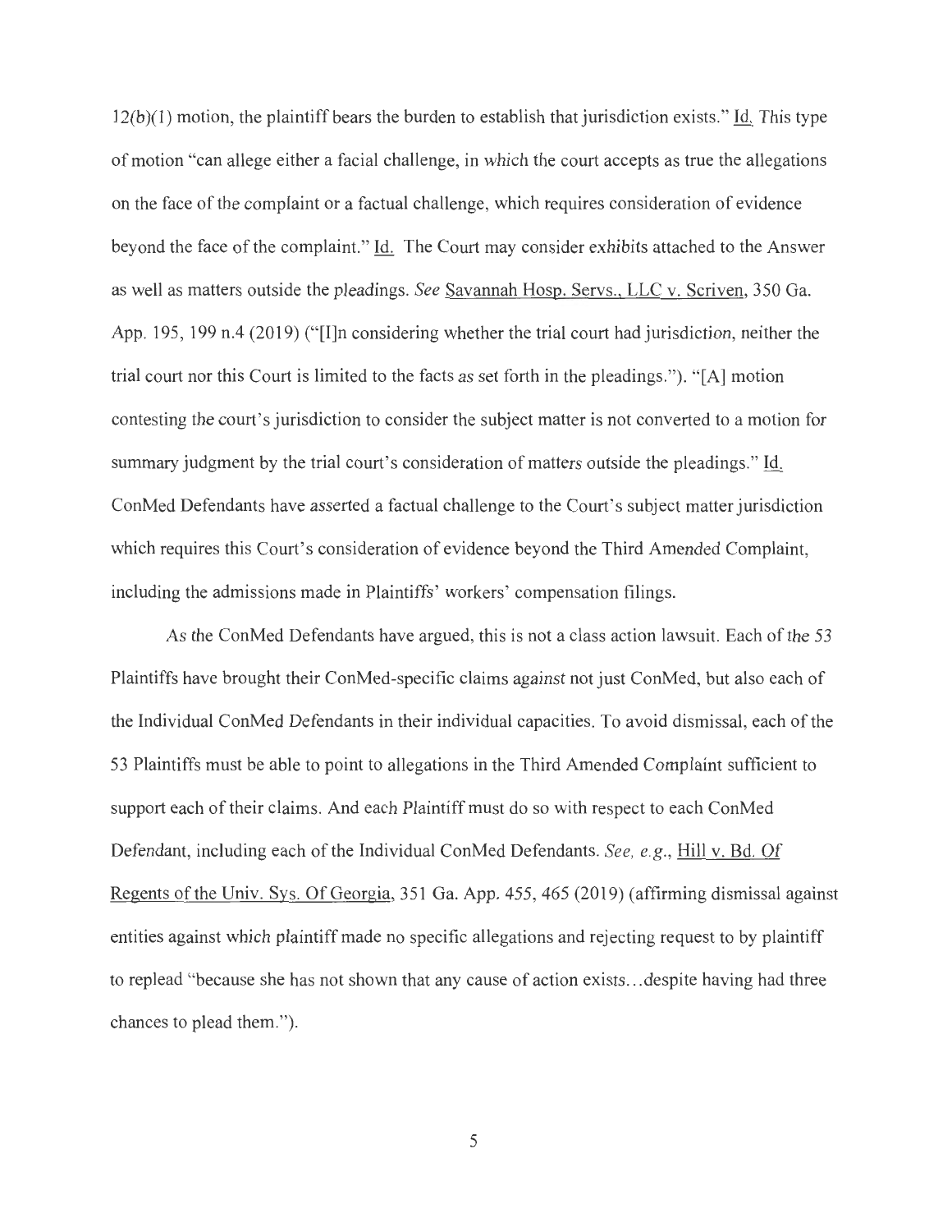12(b)(1) motion, the plaintiff bears the burden to establish that jurisdiction exists." Id. This type of motion "can allege either a facial challenge, in which the court accepts as true the allegations on the face of the complaint or a factual challenge, which requires consideration of evidence beyond the face of the complaint." Id. The Court may consider exhibits attached to the Answer as well as matters outside the pleadings. *See* Savannah Hosp. Servs., LLC v. Scriven, 350 Ga. App. 195, 199 n.4 (2019) ("[I]n considering whether the trial court had jurisdiction, neither the trial court nor this Court is limited to the facts as set forth in the pleadings."). "[A] motion contesting the court's jurisdiction to consider the subject matter is not converted to a motion for summary judgment by the trial court's consideration of matters outside the pleadings." Id. ConMed Defendants have asserted a factual challenge to the Court's subject matter jurisdiction which requires this Court's consideration of evidence beyond the Third Amended Complaint, including the admissions made in Plaintiffs' workers' compensation filings.

As the ConMed Defendants have argued, this is not a class action lawsuit. Each of the 53 Plaintiffs have brought their ConMed-specific claims against not just ConMed, but also each of the Individual ConMed Defendants in their individual capacities. To avoid dismissal, each of the 53 Plaintiffs must be able to point to allegations in the Third Amended Complaint sufficient to support each of their claims. And each Plaintiff must do so with respect to each ConMed Defendant, including each of the Individual ConMed Defendants. *See, e.g.*, Hill v. Bd. Of Regents of the Univ. Sys. Of Georgia, 351 Ga. App. 455, 465 (2019) (affirming dismissal against entities against which plaintiff made no specific allegations and rejecting request to by plaintiff to replead "because she has not shown that any cause of action exists…despite having had three chances to plead them.").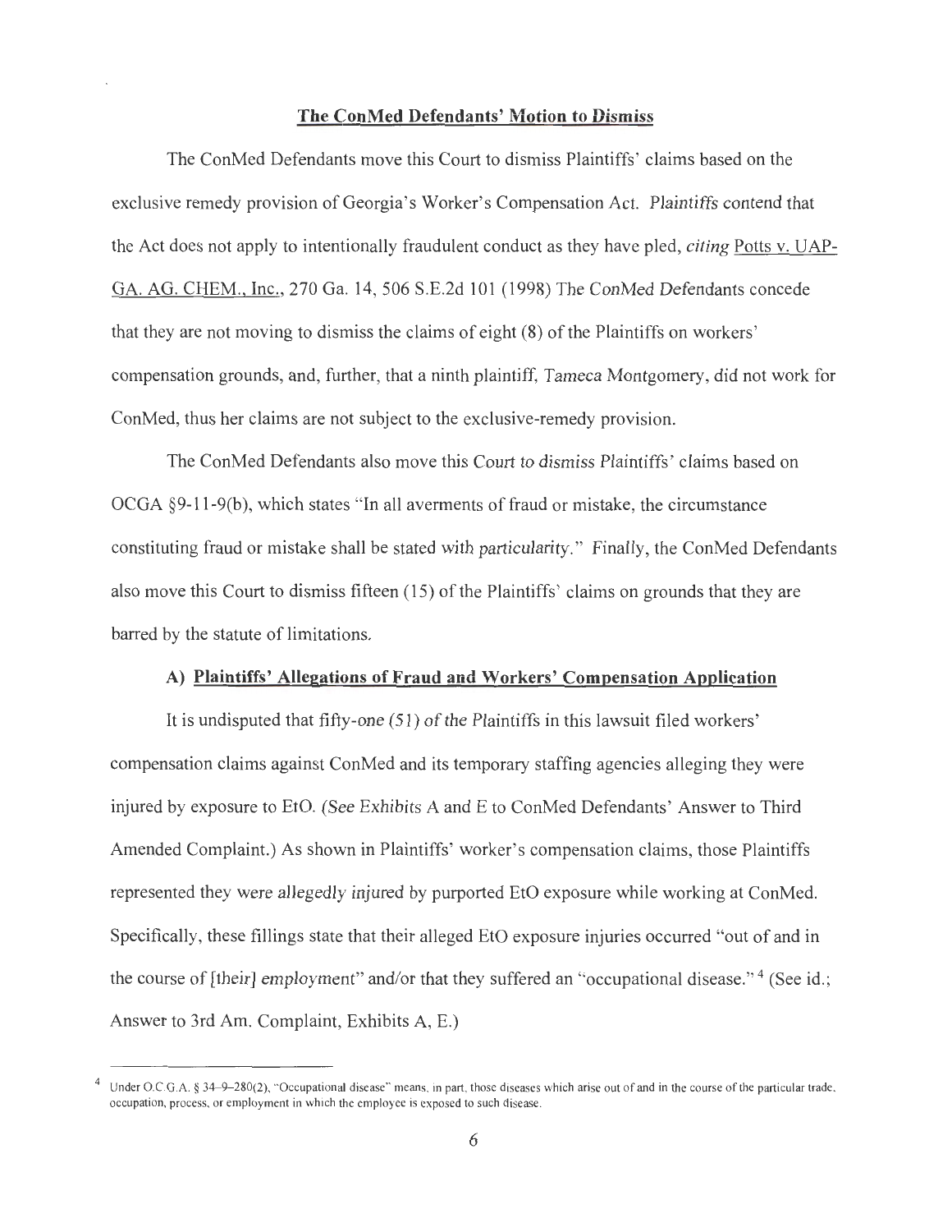**The ConMed Defendants' Motion to Dismiss**

The ConMed Defendants move this Court to dismiss Plaintiffs' claims based on the exclusive remedy provision of Georgia's Worker's Compensation Act. Plaintiffs contend that the Act does not apply to intentionally fraudulent conduct as they have pled, *citing* Potts v. UAP-GA. AG. CHEM., Inc., 270 Ga. 14, 506 S.E.2d 101 (1998) The ConMed Defendants concede that they are not moving to dismiss the claims of eight (8) of the Plaintiffs on workers' compensation grounds, and, further, that a ninth plaintiff, Tameca Montgomery, did not work for ConMed, thus her claims are not subject to the exclusive-remedy provision.

The ConMed Defendants also move this Court to dismiss Plaintiffs' claims based on OCGA §9-11-9(b), which states "In all averments of fraud or mistake, the circumstance constituting fraud or mistake shall be stated with particularity." Finally, the ConMed Defendants also move this Court to dismiss fifteen (15) of the Plaintiffs' claims on grounds that they are barred by the statute of limitations.

**A) Plaintiffs' Allegations of Fraud and Workers' Compensation Application**

It is undisputed that fifty-one (51) of the Plaintiffs in this lawsuit filed workers' compensation claims against ConMed and its temporary staffing agencies alleging they were injured by exposure to EtO. (See Exhibits A and E to ConMed Defendants' Answer to Third Amended Complaint.) As shown in Plaintiffs' worker's compensation claims, those Plaintiffs represented they were allegedly injured by purported EtO exposure while working at ConMed. Specifically, these fillings state that their alleged EtO exposure injuries occurred "out of and in the course of [their] employment" and/or that they suffered an "occupational disease."[4] (See id.; Answer to 3rd Am. Complaint, Exhibits A, E.)

[4] Under O.C.G.A. § 34-9-280(2), "Occupational disease" means, in part, those diseases which arise out of and in the course of the particular trade, occupation, process, or employment in which the employee is exposed to such disease.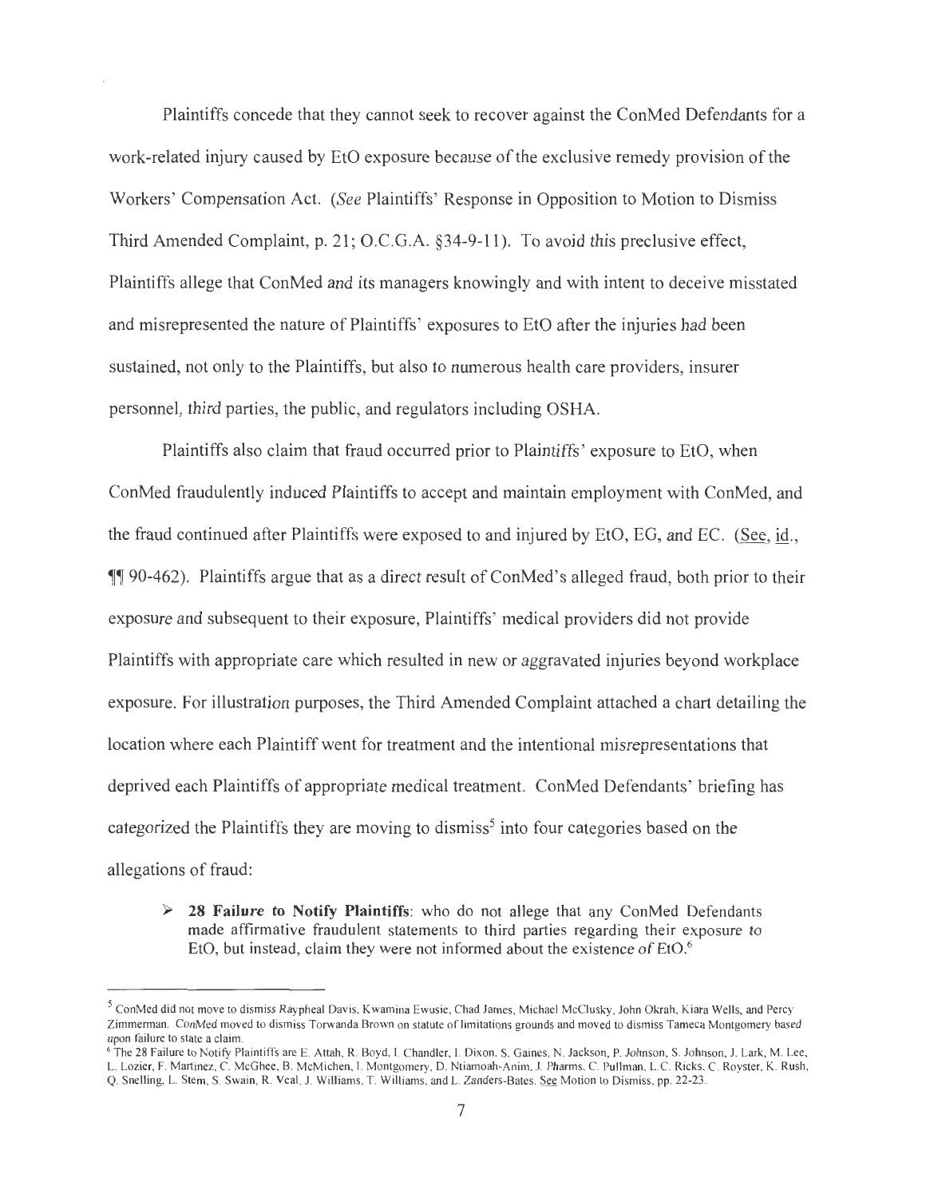Plaintiffs concede that they cannot seek to recover against the ConMed Defendants for a work-related injury caused by EtO exposure because of the exclusive remedy provision of the Workers' Compensation Act. (*See* Plaintiffs' Response in Opposition to Motion to Dismiss Third Amended Complaint, p. 21; O.C.G.A. §34-9-11). To avoid this preclusive effect, Plaintiffs allege that ConMed and its managers knowingly and with intent to deceive misstated and misrepresented the nature of Plaintiffs' exposures to EtO after the injuries had been sustained, not only to the Plaintiffs, but also to numerous health care providers, insurer personnel, third parties, the public, and regulators including OSHA.

Plaintiffs also claim that fraud occurred prior to Plaintiffs' exposure to EtO, when ConMed fraudulently induced Plaintiffs to accept and maintain employment with ConMed, and the fraud continued after Plaintiffs were exposed to and injured by EtO, EG, and EC. (See, id., ¶¶ 90-462). Plaintiffs argue that as a direct result of ConMed's alleged fraud, both prior to their exposure and subsequent to their exposure, Plaintiffs' medical providers did not provide Plaintiffs with appropriate care which resulted in new or aggravated injuries beyond workplace exposure. For illustration purposes, the Third Amended Complaint attached a chart detailing the location where each Plaintiff went for treatment and the intentional misrepresentations that deprived each Plaintiffs of appropriate medical treatment. ConMed Defendants' briefing has categorized the Plaintiffs they are moving to dismiss[5] into four categories based on the allegations of fraud:

- **28 Failure to Notify Plaintiffs**: who do not allege that any ConMed Defendants made affirmative fraudulent statements to third parties regarding their exposure to EtO, but instead, claim they were not informed about the existence of EtO.[6]

---

[5] ConMed did not move to dismiss Raypheal Davis, Kwamina Ewusie, Chad James, Michael McClusky, John Okrah, Kiara Wells, and Percy Zimmerman. ConMed moved to dismiss Torwanda Brown on statute of limitations grounds and moved to dismiss Tameca Montgomery based upon failure to state a claim.

[6] The 28 Failure to Notify Plaintiffs are E. Attah, R. Boyd, I. Chandler, I. Dixon, S. Gaines, N. Jackson, P. Johnson, S. Johnson, J. Lark, M. Lee, L. Lozier, F. Martinez, C. McGhee, B. McMichen, I. Montgomery, D. Ntiamoah-Anim, J. Pharms, C. Pullman, L.C. Ricks, C. Royster, K. Rush, Q. Snelling, L. Stem, S. Swain, R. Veal, J. Williams, T. Williams, and L. Zanders-Bates. See Motion to Dismiss, pp. 22-23.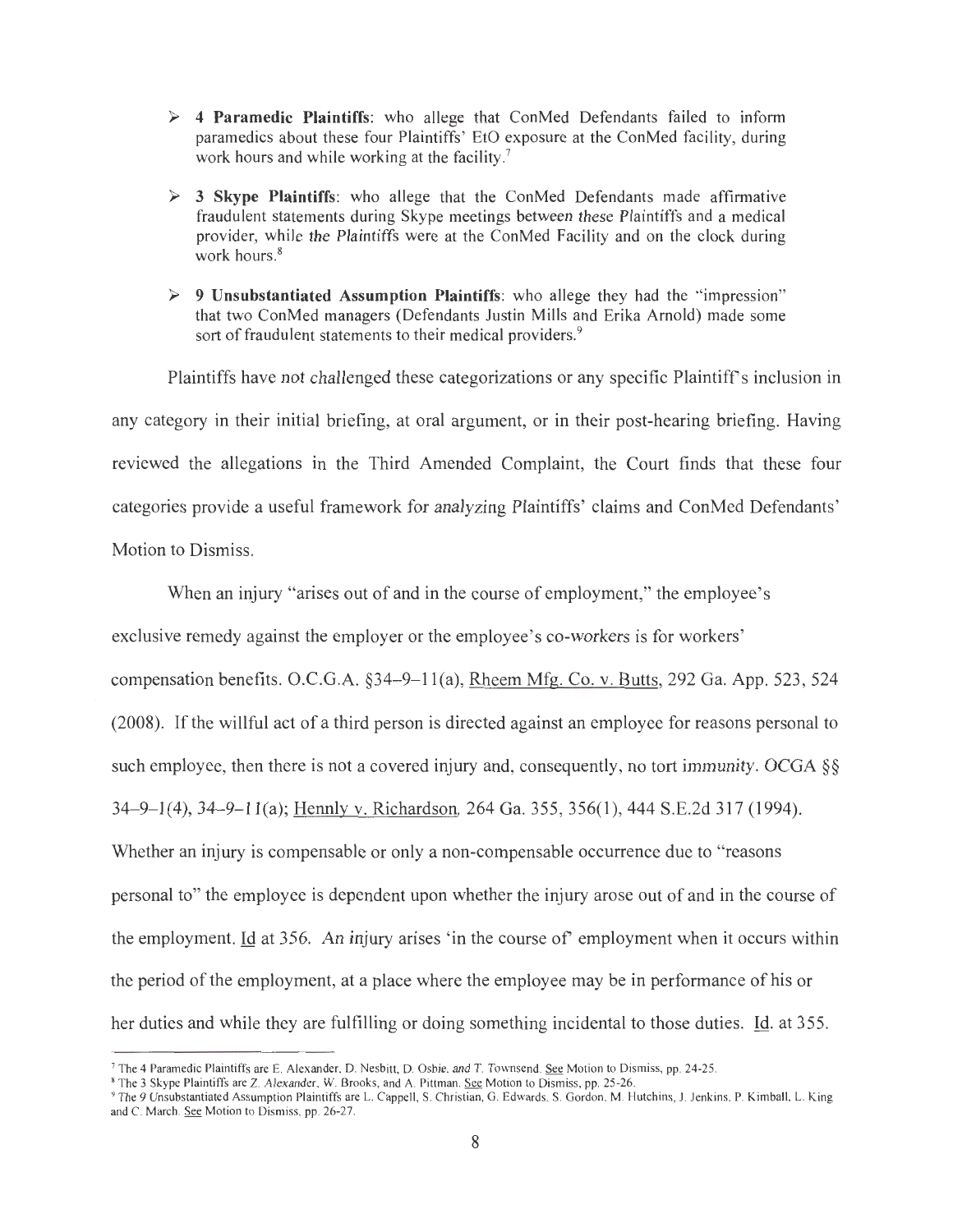- **4 Paramedic Plaintiffs**: who allege that ConMed Defendants failed to inform paramedics about these four Plaintiffs' EtO exposure at the ConMed facility, during work hours and while working at the facility.[7]

- **3 Skype Plaintiffs**: who allege that the ConMed Defendants made affirmative fraudulent statements during Skype meetings between these Plaintiffs and a medical provider, while the Plaintiffs were at the ConMed Facility and on the clock during work hours.[8]

- **9 Unsubstantiated Assumption Plaintiffs**: who allege they had the "impression" that two ConMed managers (Defendants Justin Mills and Erika Arnold) made some sort of fraudulent statements to their medical providers.[9]

Plaintiffs have not challenged these categorizations or any specific Plaintiff's inclusion in any category in their initial briefing, at oral argument, or in their post-hearing briefing. Having reviewed the allegations in the Third Amended Complaint, the Court finds that these four categories provide a useful framework for analyzing Plaintiffs' claims and ConMed Defendants' Motion to Dismiss.

When an injury "arises out of and in the course of employment," the employee's exclusive remedy against the employer or the employee's co-workers is for workers' compensation benefits. O.C.G.A. §34–9–11(a), Rheem Mfg. Co. v. Butts, 292 Ga. App. 523, 524 (2008). If the willful act of a third person is directed against an employee for reasons personal to such employee, then there is not a covered injury and, consequently, no tort immunity. OCGA §§ 34–9–1(4), 34–9–11(a); Hennly v. Richardson, 264 Ga. 355, 356(1), 444 S.E.2d 317 (1994). Whether an injury is compensable or only a non-compensable occurrence due to "reasons personal to" the employee is dependent upon whether the injury arose out of and in the course of the employment. Id at 356. An injury arises 'in the course of' employment when it occurs within the period of the employment, at a place where the employee may be in performance of his or her duties and while they are fulfilling or doing something incidental to those duties. Id. at 355.

[7] The 4 Paramedic Plaintiffs are E. Alexander, D. Nesbitt, D. Osbie, and T. Townsend. See Motion to Dismiss, pp. 24-25.

[8] The 3 Skype Plaintiffs are Z. Alexander, W. Brooks, and A. Pittman. See Motion to Dismiss, pp. 25-26.

[9] The 9 Unsubstantiated Assumption Plaintiffs are L. Cappell, S. Christian, G. Edwards, S. Gordon, M. Hutchins, J. Jenkins, P. Kimball, L. King and C. March. See Motion to Dismiss, pp. 26-27.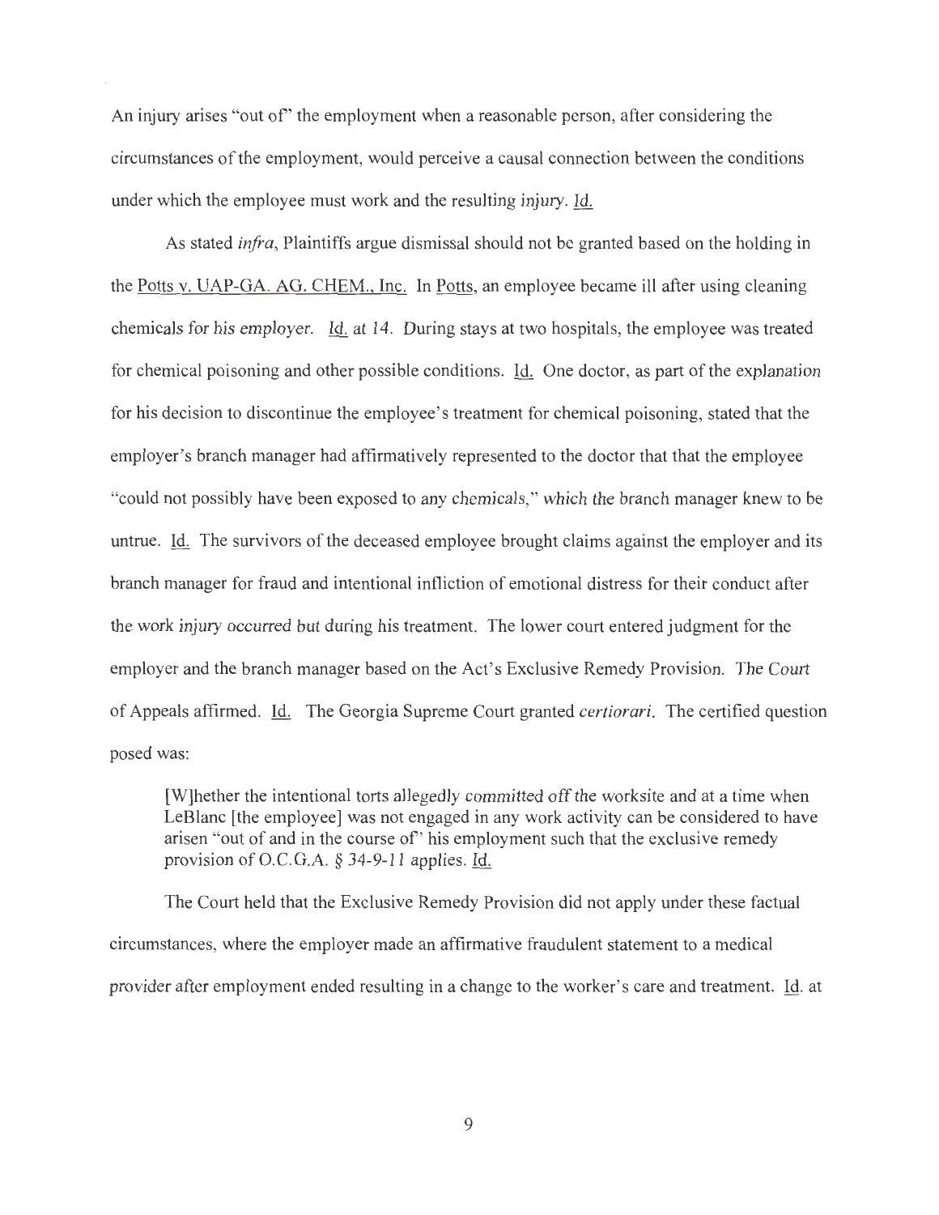An injury arises "out of" the employment when a reasonable person, after considering the circumstances of the employment, would perceive a causal connection between the conditions under which the employee must work and the resulting injury. Id.

As stated *infra*, Plaintiffs argue dismissal should not be granted based on the holding in the Potts v. UAP-GA. AG. CHEM., Inc. In Potts, an employee became ill after using cleaning chemicals for his employer. Id. at 14. During stays at two hospitals, the employee was treated for chemical poisoning and other possible conditions. Id. One doctor, as part of the explanation for his decision to discontinue the employee's treatment for chemical poisoning, stated that the employer's branch manager had affirmatively represented to the doctor that that the employee "could not possibly have been exposed to any chemicals," which the branch manager knew to be untrue. Id. The survivors of the deceased employee brought claims against the employer and its branch manager for fraud and intentional infliction of emotional distress for their conduct after the work injury occurred but during his treatment. The lower court entered judgment for the employer and the branch manager based on the Act's Exclusive Remedy Provision. The Court of Appeals affirmed. Id. The Georgia Supreme Court granted *certiorari*. The certified question posed was:

> [W]hether the intentional torts allegedly committed off the worksite and at a time when LeBlanc [the employee] was not engaged in any work activity can be considered to have arisen "out of and in the course of" his employment such that the exclusive remedy provision of O.C.G.A. § 34-9-11 applies. Id.

The Court held that the Exclusive Remedy Provision did not apply under these factual circumstances, where the employer made an affirmative fraudulent statement to a medical provider after employment ended resulting in a change to the worker's care and treatment. Id. at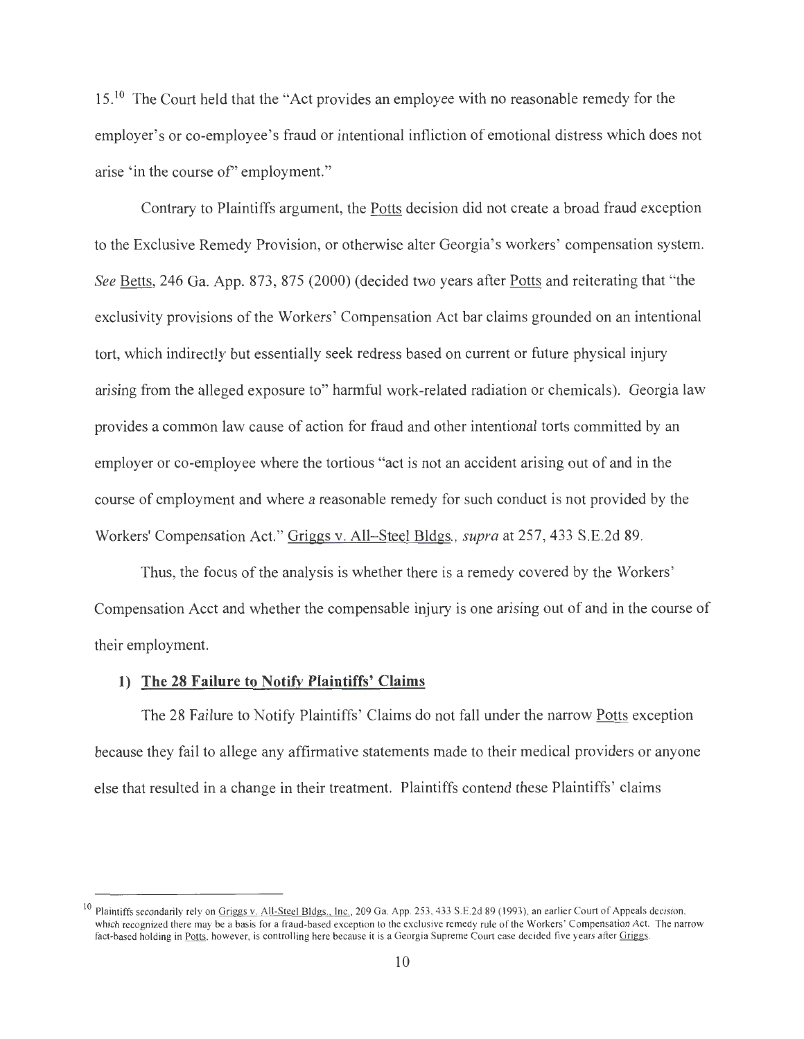15.[10] The Court held that the "Act provides an employee with no reasonable remedy for the employer's or co-employee's fraud or intentional infliction of emotional distress which does not arise 'in the course of' employment."

Contrary to Plaintiffs argument, the Potts decision did not create a broad fraud exception to the Exclusive Remedy Provision, or otherwise alter Georgia's workers' compensation system. *See* Betts, 246 Ga. App. 873, 875 (2000) (decided two years after Potts and reiterating that "the exclusivity provisions of the Workers' Compensation Act bar claims grounded on an intentional tort, which indirectly but essentially seek redress based on current or future physical injury arising from the alleged exposure to" harmful work-related radiation or chemicals). Georgia law provides a common law cause of action for fraud and other intentional torts committed by an employer or co-employee where the tortious "act is not an accident arising out of and in the course of employment and where a reasonable remedy for such conduct is not provided by the Workers' Compensation Act." Griggs v. All–Steel Bldgs., *supra* at 257, 433 S.E.2d 89.

Thus, the focus of the analysis is whether there is a remedy covered by the Workers' Compensation Acct and whether the compensable injury is one arising out of and in the course of their employment.

**1) The 28 Failure to Notify Plaintiffs' Claims**

The 28 Failure to Notify Plaintiffs' Claims do not fall under the narrow Potts exception because they fail to allege any affirmative statements made to their medical providers or anyone else that resulted in a change in their treatment. Plaintiffs contend these Plaintiffs' claims

---

[10] Plaintiffs secondarily rely on Griggs v. All-Steel Bldgs., Inc., 209 Ga. App. 253, 433 S.E.2d 89 (1993), an earlier Court of Appeals decision, which recognized there may be a basis for a fraud-based exception to the exclusive remedy rule of the Workers' Compensation Act. The narrow fact-based holding in Potts, however, is controlling here because it is a Georgia Supreme Court case decided five years after Griggs.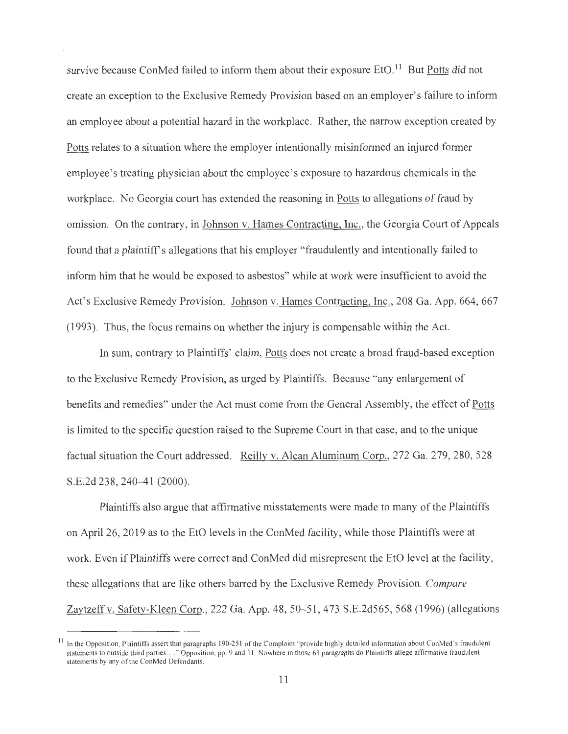survive because ConMed failed to inform them about their exposure EtO.[11] But Potts did not create an exception to the Exclusive Remedy Provision based on an employer's failure to inform an employee about a potential hazard in the workplace. Rather, the narrow exception created by Potts relates to a situation where the employer intentionally misinformed an injured former employee's treating physician about the employee's exposure to hazardous chemicals in the workplace. No Georgia court has extended the reasoning in Potts to allegations of fraud by omission. On the contrary, in Johnson v. Hames Contracting, Inc., the Georgia Court of Appeals found that a plaintiff's allegations that his employer "fraudulently and intentionally failed to inform him that he would be exposed to asbestos" while at work were insufficient to avoid the Act's Exclusive Remedy Provision. Johnson v. Hames Contracting, Inc., 208 Ga. App. 664, 667 (1993). Thus, the focus remains on whether the injury is compensable within the Act.

In sum, contrary to Plaintiffs' claim, Potts does not create a broad fraud-based exception to the Exclusive Remedy Provision, as urged by Plaintiffs. Because "any enlargement of benefits and remedies" under the Act must come from the General Assembly, the effect of Potts is limited to the specific question raised to the Supreme Court in that case, and to the unique factual situation the Court addressed. Reilly v. Alcan Aluminum Corp., 272 Ga. 279, 280, 528 S.E.2d 238, 240–41 (2000).

Plaintiffs also argue that affirmative misstatements were made to many of the Plaintiffs on April 26, 2019 as to the EtO levels in the ConMed facility, while those Plaintiffs were at work. Even if Plaintiffs were correct and ConMed did misrepresent the EtO level at the facility, these allegations that are like others barred by the Exclusive Remedy Provision. *Compare* Zaytzeff v. Safety-Kleen Corp., 222 Ga. App. 48, 50–51, 473 S.E.2d565, 568 (1996) (allegations

---

[11] In the Opposition, Plaintiffs assert that paragraphs 190-251 of the Complaint "provide highly detailed information about ConMed's fraudulent statements to outside third parties...." Opposition, pp. 9 and 11. Nowhere in those 61 paragraphs do Plaintiffs allege affirmative fraudulent statements by any of the ConMed Defendants.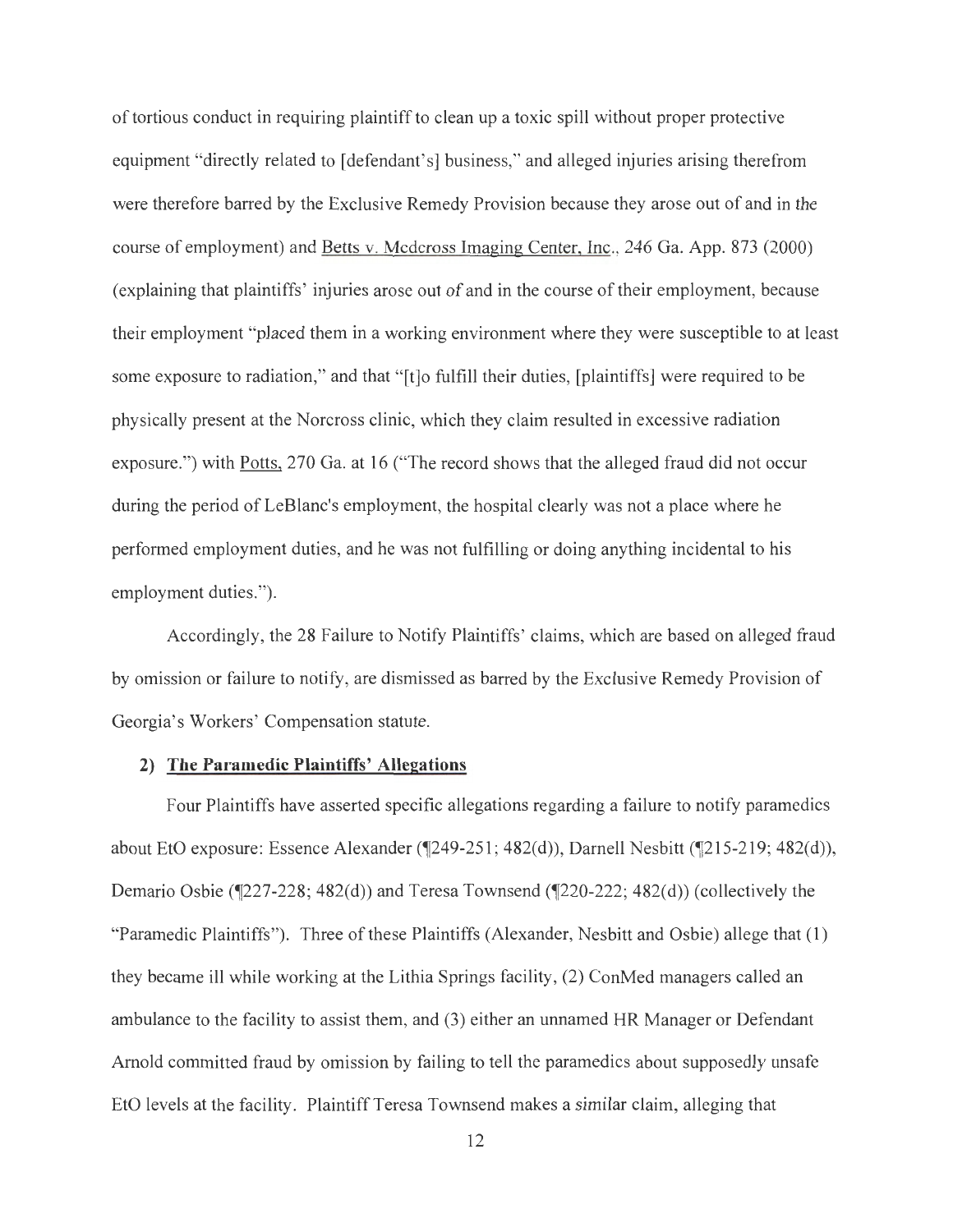of tortious conduct in requiring plaintiff to clean up a toxic spill without proper protective equipment "directly related to [defendant's] business," and alleged injuries arising therefrom were therefore barred by the Exclusive Remedy Provision because they arose out of and in the course of employment) and Betts v. Medcross Imaging Center, Inc., 246 Ga. App. 873 (2000) (explaining that plaintiffs' injuries arose out of and in the course of their employment, because their employment "placed them in a working environment where they were susceptible to at least some exposure to radiation," and that "[t]o fulfill their duties, [plaintiffs] were required to be physically present at the Norcross clinic, which they claim resulted in excessive radiation exposure.") with Potts, 270 Ga. at 16 ("The record shows that the alleged fraud did not occur during the period of LeBlanc's employment, the hospital clearly was not a place where he performed employment duties, and he was not fulfilling or doing anything incidental to his employment duties.").

Accordingly, the 28 Failure to Notify Plaintiffs' claims, which are based on alleged fraud by omission or failure to notify, are dismissed as barred by the Exclusive Remedy Provision of Georgia's Workers' Compensation statute.

**2) The Paramedic Plaintiffs' Allegations**

Four Plaintiffs have asserted specific allegations regarding a failure to notify paramedics about EtO exposure: Essence Alexander (¶249-251; 482(d)), Darnell Nesbitt (¶215-219; 482(d)), Demario Osbie (¶227-228; 482(d)) and Teresa Townsend (¶220-222; 482(d)) (collectively the "Paramedic Plaintiffs"). Three of these Plaintiffs (Alexander, Nesbitt and Osbie) allege that (1) they became ill while working at the Lithia Springs facility, (2) ConMed managers called an ambulance to the facility to assist them, and (3) either an unnamed HR Manager or Defendant Arnold committed fraud by omission by failing to tell the paramedics about supposedly unsafe EtO levels at the facility. Plaintiff Teresa Townsend makes a similar claim, alleging that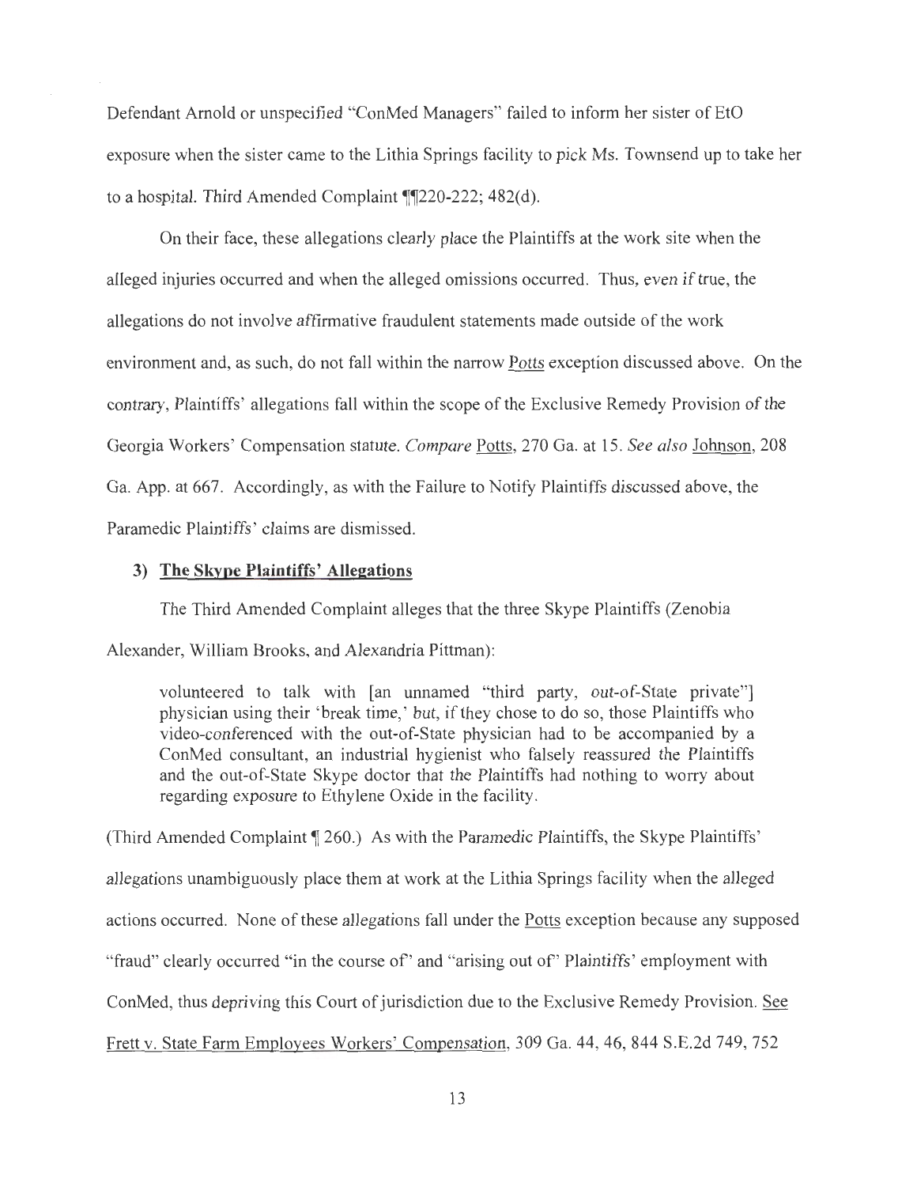Defendant Arnold or unspecified "ConMed Managers" failed to inform her sister of EtO exposure when the sister came to the Lithia Springs facility to pick Ms. Townsend up to take her to a hospital. Third Amended Complaint ¶¶220-222; 482(d).

On their face, these allegations clearly place the Plaintiffs at the work site when the alleged injuries occurred and when the alleged omissions occurred. Thus, even if true, the allegations do not involve affirmative fraudulent statements made outside of the work environment and, as such, do not fall within the narrow Potts exception discussed above. On the contrary, Plaintiffs' allegations fall within the scope of the Exclusive Remedy Provision of the Georgia Workers' Compensation statute. *Compare* Potts, 270 Ga. at 15. *See also* Johnson, 208 Ga. App. at 667. Accordingly, as with the Failure to Notify Plaintiffs discussed above, the Paramedic Plaintiffs' claims are dismissed.

### 3) The Skype Plaintiffs' Allegations

The Third Amended Complaint alleges that the three Skype Plaintiffs (Zenobia Alexander, William Brooks, and Alexandria Pittman):

> volunteered to talk with [an unnamed "third party, out-of-State private"] physician using their 'break time,' but, if they chose to do so, those Plaintiffs who video-conferenced with the out-of-State physician had to be accompanied by a ConMed consultant, an industrial hygienist who falsely reassured the Plaintiffs and the out-of-State Skype doctor that the Plaintiffs had nothing to worry about regarding exposure to Ethylene Oxide in the facility.

(Third Amended Complaint ¶ 260.) As with the Paramedic Plaintiffs, the Skype Plaintiffs' allegations unambiguously place them at work at the Lithia Springs facility when the alleged actions occurred. None of these allegations fall under the Potts exception because any supposed "fraud" clearly occurred "in the course of" and "arising out of" Plaintiffs' employment with ConMed, thus depriving this Court of jurisdiction due to the Exclusive Remedy Provision. See Frett v. State Farm Employees Workers' Compensation, 309 Ga. 44, 46, 844 S.E.2d 749, 752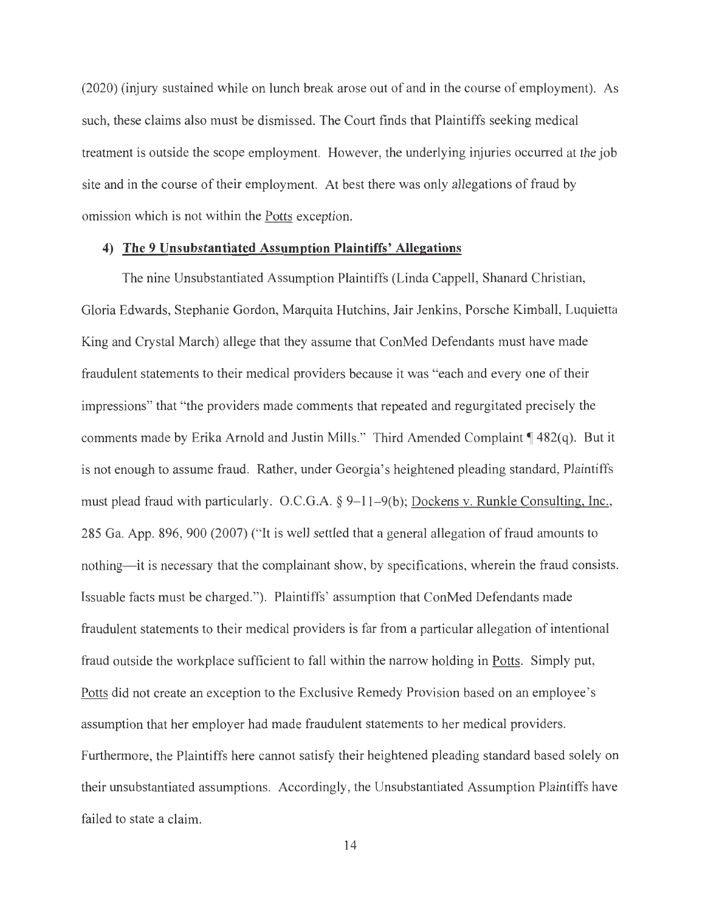(2020) (injury sustained while on lunch break arose out of and in the course of employment). As such, these claims also must be dismissed. The Court finds that Plaintiffs seeking medical treatment is outside the scope employment. However, the underlying injuries occurred at the job site and in the course of their employment. At best there was only allegations of fraud by omission which is not within the Potts exception.

#### 4) **The 9 Unsubstantiated Assumption Plaintiffs' Allegations**

The nine Unsubstantiated Assumption Plaintiffs (Linda Cappell, Shanard Christian, Gloria Edwards, Stephanie Gordon, Marquita Hutchins, Jair Jenkins, Porsche Kimball, Luquietta King and Crystal March) allege that they assume that ConMed Defendants must have made fraudulent statements to their medical providers because it was "each and every one of their impressions" that "the providers made comments that repeated and regurgitated precisely the comments made by Erika Arnold and Justin Mills." Third Amended Complaint ¶ 482(q). But it is not enough to assume fraud. Rather, under Georgia's heightened pleading standard, Plaintiffs must plead fraud with particularly. O.C.G.A. § 9–11–9(b); Dockens v. Runkle Consulting, Inc., 285 Ga. App. 896, 900 (2007) ("It is well settled that a general allegation of fraud amounts to nothing—it is necessary that the complainant show, by specifications, wherein the fraud consists. Issuable facts must be charged."). Plaintiffs' assumption that ConMed Defendants made fraudulent statements to their medical providers is far from a particular allegation of intentional fraud outside the workplace sufficient to fall within the narrow holding in Potts. Simply put, Potts did not create an exception to the Exclusive Remedy Provision based on an employee's assumption that her employer had made fraudulent statements to her medical providers. Furthermore, the Plaintiffs here cannot satisfy their heightened pleading standard based solely on their unsubstantiated assumptions. Accordingly, the Unsubstantiated Assumption Plaintiffs have failed to state a claim.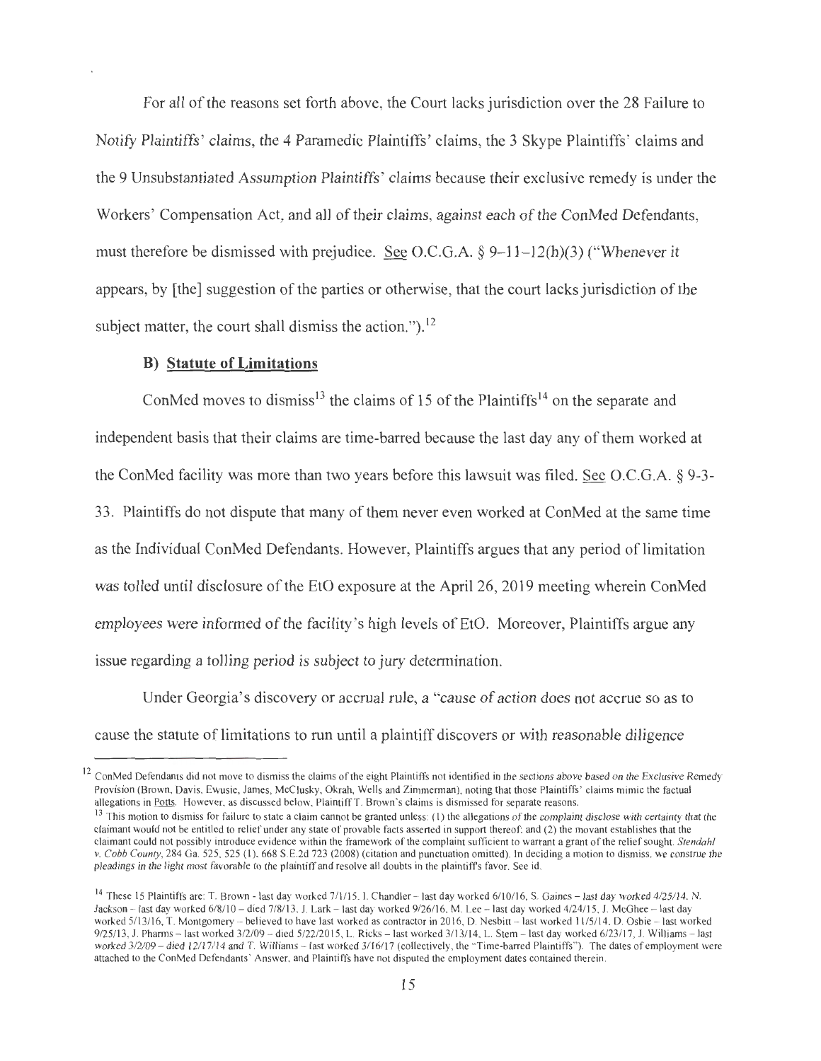For all of the reasons set forth above, the Court lacks jurisdiction over the 28 Failure to Notify Plaintiffs' claims, the 4 Paramedic Plaintiffs' claims, the 3 Skype Plaintiffs' claims and the 9 Unsubstantiated Assumption Plaintiffs' claims because their exclusive remedy is under the Workers' Compensation Act, and all of their claims, against each of the ConMed Defendants, must therefore be dismissed with prejudice. See O.C.G.A. § 9–11–12(h)(3) ("Whenever it appears, by [the] suggestion of the parties or otherwise, that the court lacks jurisdiction of the subject matter, the court shall dismiss the action.").[12]

### B) Statute of Limitations

ConMed moves to dismiss[13] the claims of 15 of the Plaintiffs[14] on the separate and independent basis that their claims are time-barred because the last day any of them worked at the ConMed facility was more than two years before this lawsuit was filed. See O.C.G.A. § 9-3-33. Plaintiffs do not dispute that many of them never even worked at ConMed at the same time as the Individual ConMed Defendants. However, Plaintiffs argues that any period of limitation was tolled until disclosure of the EtO exposure at the April 26, 2019 meeting wherein ConMed employees were informed of the facility's high levels of EtO. Moreover, Plaintiffs argue any issue regarding a tolling period is subject to jury determination.

Under Georgia's discovery or accrual rule, a "cause of action does not accrue so as to cause the statute of limitations to run until a plaintiff discovers or with reasonable diligence

---

[12] ConMed Defendants did not move to dismiss the claims of the eight Plaintiffs not identified in the sections above based on the Exclusive Remedy Provision (Brown, Davis, Ewusie, James, McClusky, Okrah, Wells and Zimmerman), noting that those Plaintiffs' claims mimic the factual allegations in Potts. However, as discussed below, Plaintiff T. Brown's claims is dismissed for separate reasons.

[13] This motion to dismiss for failure to state a claim cannot be granted unless: (1) the allegations of the complaint disclose with certainty that the claimant would not be entitled to relief under any state of provable facts asserted in support thereof; and (2) the movant establishes that the claimant could not possibly introduce evidence within the framework of the complaint sufficient to warrant a grant of the relief sought. *Stendahl v. Cobb County*, 284 Ga. 525, 525 (1), 668 S.E.2d 723 (2008) (citation and punctuation omitted). In deciding a motion to dismiss, we construe the pleadings in the light most favorable to the plaintiff and resolve all doubts in the plaintiff's favor. See id.

[14] These 15 Plaintiffs are: T. Brown - last day worked 7/1/15. I. Chandler – last day worked 6/10/16, S. Gaines – last day worked 4/25/14. N. Jackson – last day worked 6/8/10 – died 7/8/13. J. Lark – last day worked 9/26/16, M. Lee – last day worked 4/24/15. J. McGhee – last day worked 5/13/16, T. Montgomery – believed to have last worked as contractor in 2016, D. Nesbitt – last worked 11/5/14. D. Osbie – last worked 9/25/13. J. Pharms – last worked 3/2/09 – died 5/22/2015, L. Ricks – last worked 3/13/14. L. Stern – last day worked 6/23/17. J. Williams – last worked 3/2/09 – died 12/17/14 and T. Williams – last worked 3/16/17 (collectively, the "Time-barred Plaintiffs"). The dates of employment were attached to the ConMed Defendants' Answer, and Plaintiffs have not disputed the employment dates contained therein.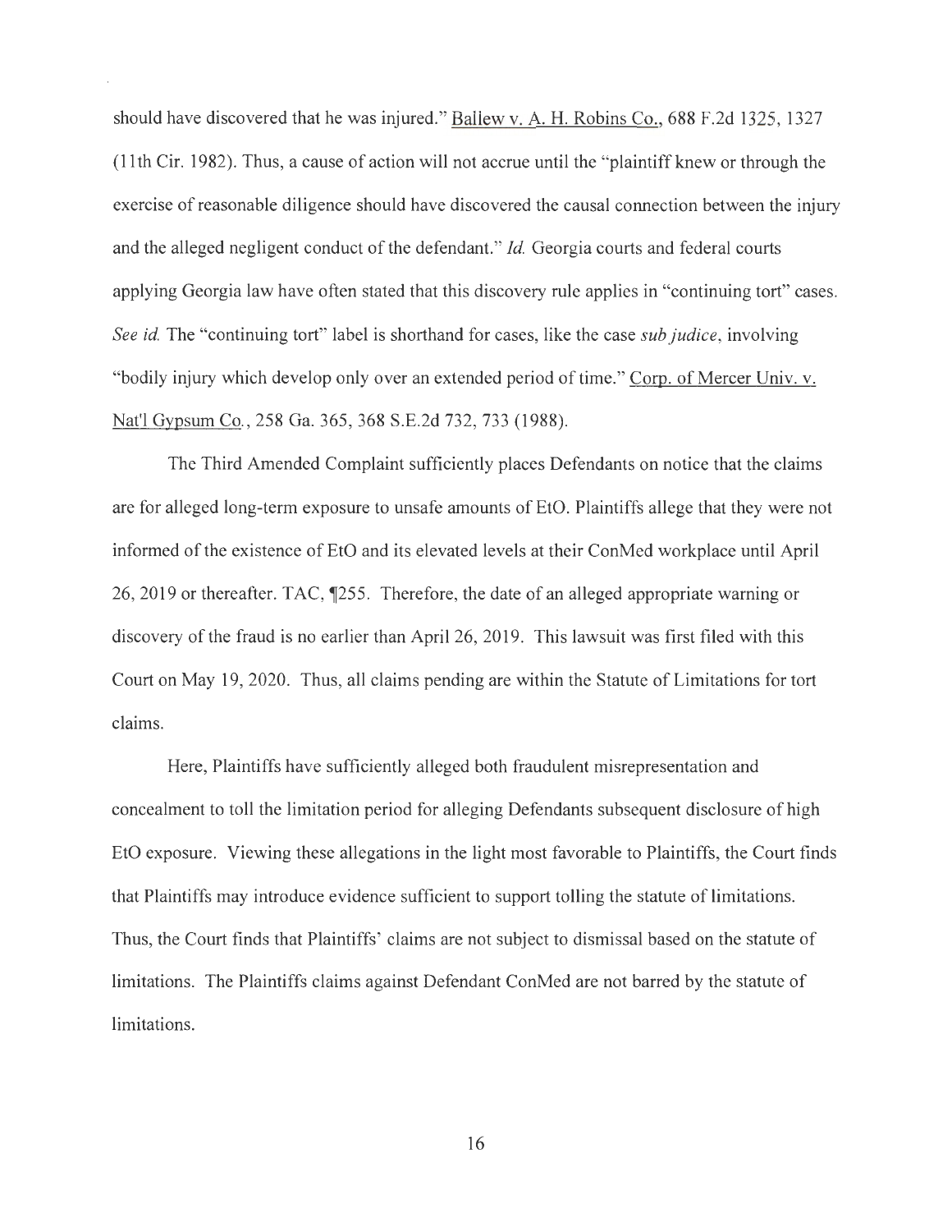should have discovered that he was injured." Ballew v. A. H. Robins Co., 688 F.2d 1325, 1327 (11th Cir. 1982). Thus, a cause of action will not accrue until the "plaintiff knew or through the exercise of reasonable diligence should have discovered the causal connection between the injury and the alleged negligent conduct of the defendant." *Id.* Georgia courts and federal courts applying Georgia law have often stated that this discovery rule applies in "continuing tort" cases. *See id.* The "continuing tort" label is shorthand for cases, like the case *sub judice*, involving "bodily injury which develop only over an extended period of time." Corp. of Mercer Univ. v. Nat'l Gypsum Co., 258 Ga. 365, 368 S.E.2d 732, 733 (1988).

The Third Amended Complaint sufficiently places Defendants on notice that the claims are for alleged long-term exposure to unsafe amounts of EtO. Plaintiffs allege that they were not informed of the existence of EtO and its elevated levels at their ConMed workplace until April 26, 2019 or thereafter. TAC, ¶255. Therefore, the date of an alleged appropriate warning or discovery of the fraud is no earlier than April 26, 2019. This lawsuit was first filed with this Court on May 19, 2020. Thus, all claims pending are within the Statute of Limitations for tort claims.

Here, Plaintiffs have sufficiently alleged both fraudulent misrepresentation and concealment to toll the limitation period for alleging Defendants subsequent disclosure of high EtO exposure. Viewing these allegations in the light most favorable to Plaintiffs, the Court finds that Plaintiffs may introduce evidence sufficient to support tolling the statute of limitations. Thus, the Court finds that Plaintiffs' claims are not subject to dismissal based on the statute of limitations. The Plaintiffs claims against Defendant ConMed are not barred by the statute of limitations.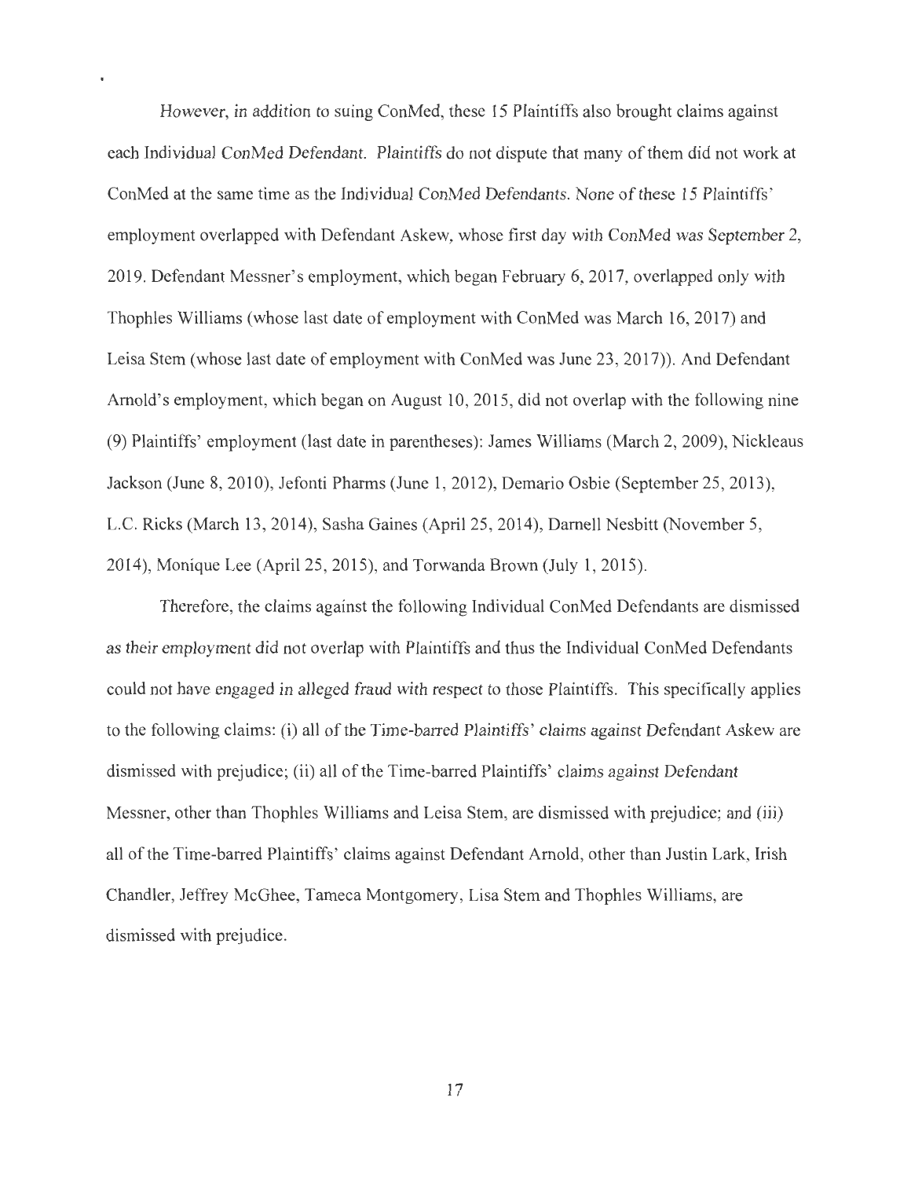However, in addition to suing ConMed, these 15 Plaintiffs also brought claims against each Individual ConMed Defendant. Plaintiffs do not dispute that many of them did not work at ConMed at the same time as the Individual ConMed Defendants. None of these 15 Plaintiffs' employment overlapped with Defendant Askew, whose first day with ConMed was September 2, 2019. Defendant Messner's employment, which began February 6, 2017, overlapped only with Thophles Williams (whose last date of employment with ConMed was March 16, 2017) and Leisa Stem (whose last date of employment with ConMed was June 23, 2017)). And Defendant Arnold's employment, which began on August 10, 2015, did not overlap with the following nine (9) Plaintiffs' employment (last date in parentheses): James Williams (March 2, 2009), Nickleaus Jackson (June 8, 2010), Jefonti Pharms (June 1, 2012), Demario Osbie (September 25, 2013), L.C. Ricks (March 13, 2014), Sasha Gaines (April 25, 2014), Darnell Nesbitt (November 5, 2014), Monique Lee (April 25, 2015), and Torwanda Brown (July 1, 2015).

Therefore, the claims against the following Individual ConMed Defendants are dismissed as their employment did not overlap with Plaintiffs and thus the Individual ConMed Defendants could not have engaged in alleged fraud with respect to those Plaintiffs. This specifically applies to the following claims: (i) all of the Time-barred Plaintiffs' claims against Defendant Askew are dismissed with prejudice; (ii) all of the Time-barred Plaintiffs' claims against Defendant Messner, other than Thophles Williams and Leisa Stem, are dismissed with prejudice; and (iii) all of the Time-barred Plaintiffs' claims against Defendant Arnold, other than Justin Lark, Irish Chandler, Jeffrey McGhee, Tameca Montgomery, Lisa Stem and Thophles Williams, are dismissed with prejudice.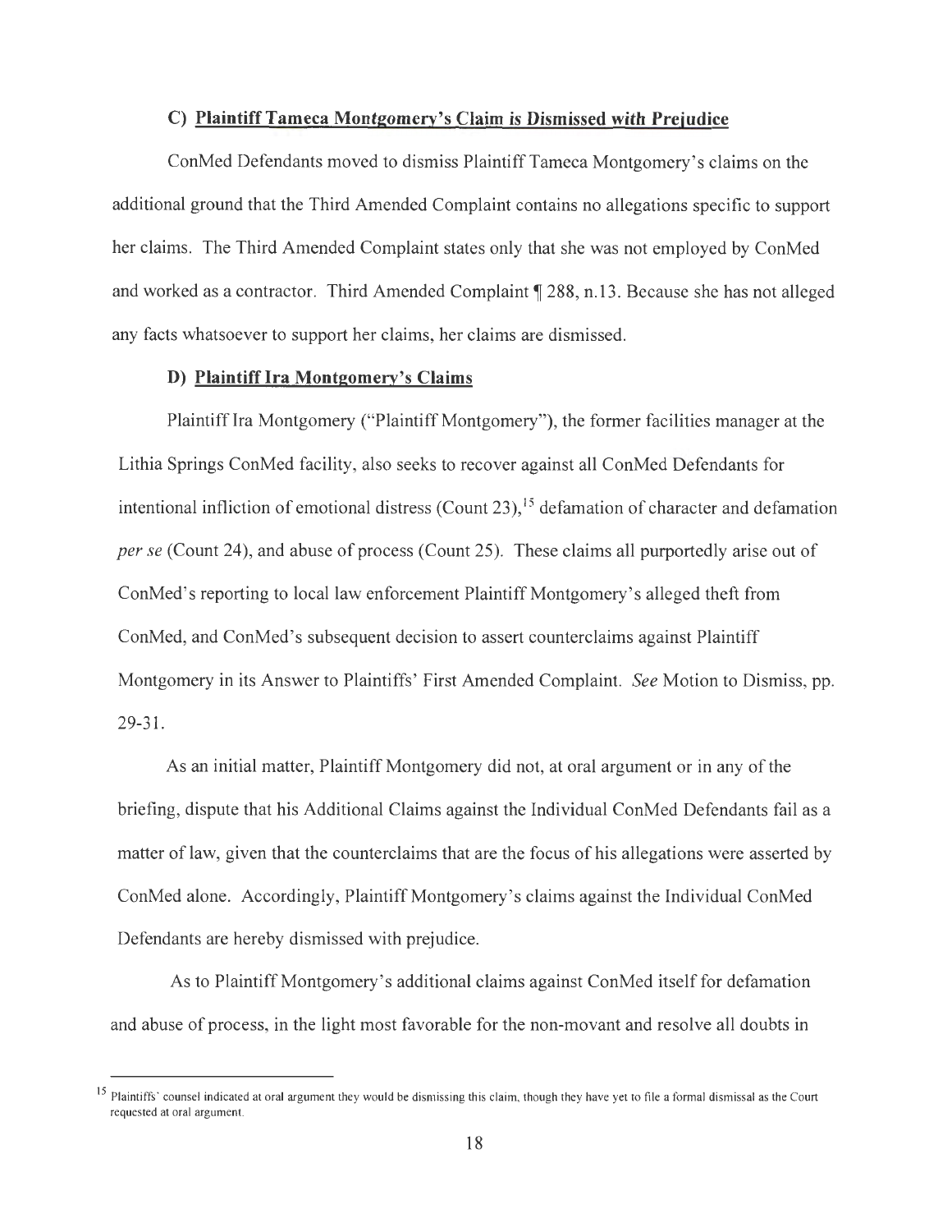### C) Plaintiff Tameca Montgomery's Claim is Dismissed with Prejudice

ConMed Defendants moved to dismiss Plaintiff Tameca Montgomery's claims on the additional ground that the Third Amended Complaint contains no allegations specific to support her claims. The Third Amended Complaint states only that she was not employed by ConMed and worked as a contractor. Third Amended Complaint ¶ 288, n.13. Because she has not alleged any facts whatsoever to support her claims, her claims are dismissed.

### D) Plaintiff Ira Montgomery's Claims

Plaintiff Ira Montgomery ("Plaintiff Montgomery"), the former facilities manager at the Lithia Springs ConMed facility, also seeks to recover against all ConMed Defendants for intentional infliction of emotional distress (Count 23),[15] defamation of character and defamation *per se* (Count 24), and abuse of process (Count 25). These claims all purportedly arise out of ConMed's reporting to local law enforcement Plaintiff Montgomery's alleged theft from ConMed, and ConMed's subsequent decision to assert counterclaims against Plaintiff Montgomery in its Answer to Plaintiffs' First Amended Complaint. *See* Motion to Dismiss, pp. 29-31.

As an initial matter, Plaintiff Montgomery did not, at oral argument or in any of the briefing, dispute that his Additional Claims against the Individual ConMed Defendants fail as a matter of law, given that the counterclaims that are the focus of his allegations were asserted by ConMed alone. Accordingly, Plaintiff Montgomery's claims against the Individual ConMed Defendants are hereby dismissed with prejudice.

As to Plaintiff Montgomery's additional claims against ConMed itself for defamation and abuse of process, in the light most favorable for the non-movant and resolve all doubts in

---

[15] Plaintiffs' counsel indicated at oral argument they would be dismissing this claim, though they have yet to file a formal dismissal as the Court requested at oral argument.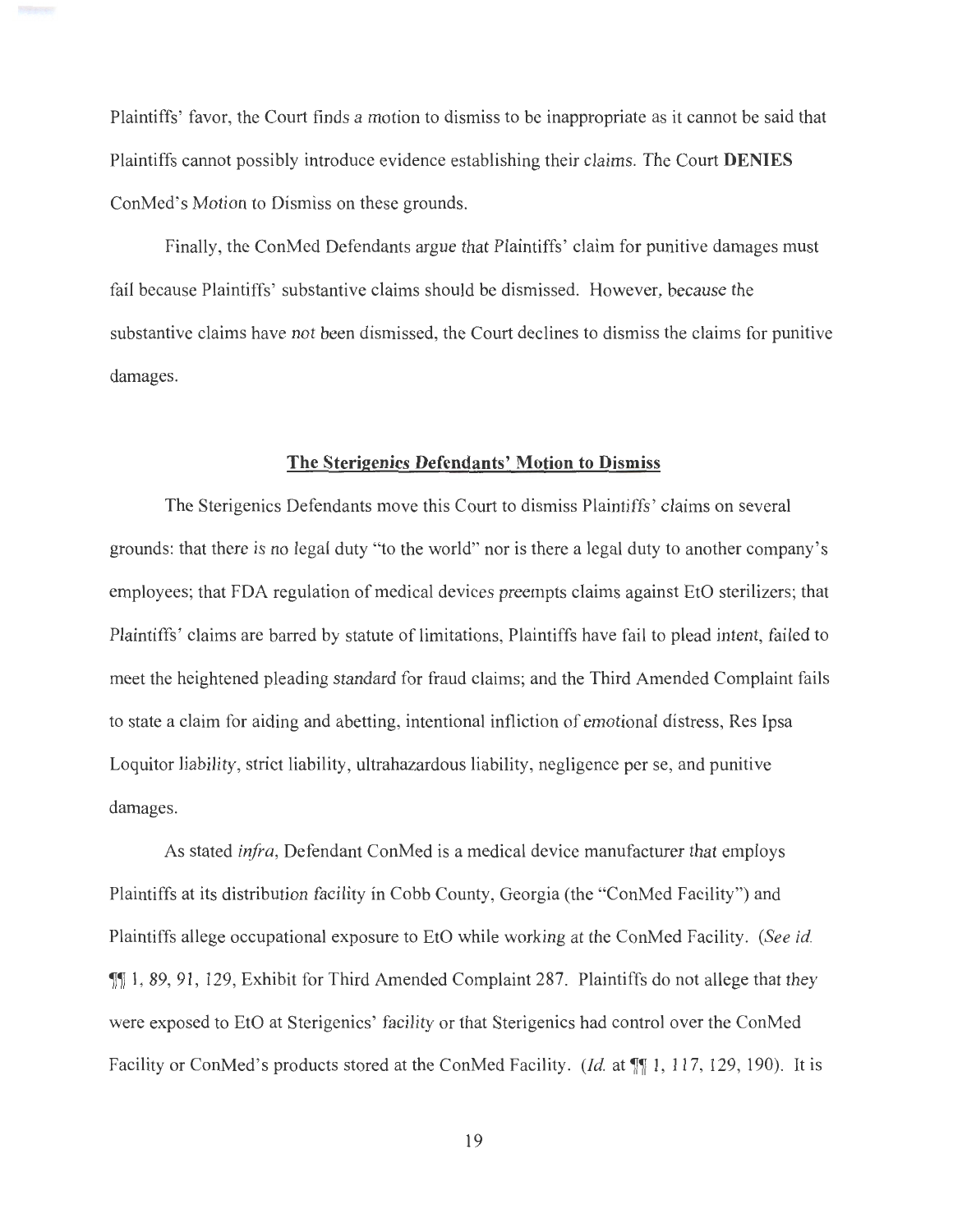Plaintiffs' favor, the Court finds a motion to dismiss to be inappropriate as it cannot be said that Plaintiffs cannot possibly introduce evidence establishing their claims. The Court **DENIES** ConMed's Motion to Dismiss on these grounds.

Finally, the ConMed Defendants argue that Plaintiffs' claim for punitive damages must fail because Plaintiffs' substantive claims should be dismissed. However, because the substantive claims have *not* been dismissed, the Court declines to dismiss the claims for punitive damages.

**The Sterigenics Defendants' Motion to Dismiss**

The Sterigenics Defendants move this Court to dismiss Plaintiffs' claims on several grounds: that there is no legal duty "to the world" nor is there a legal duty to another company's employees; that FDA regulation of medical devices preempts claims against EtO sterilizers; that Plaintiffs' claims are barred by statute of limitations, Plaintiffs have fail to plead intent, failed to meet the heightened pleading standard for fraud claims; and the Third Amended Complaint fails to state a claim for aiding and abetting, intentional infliction of emotional distress, Res Ipsa Loquitor liability, strict liability, ultrahazardous liability, negligence per se, and punitive damages.

As stated *infra*, Defendant ConMed is a medical device manufacturer that employs Plaintiffs at its distribution facility in Cobb County, Georgia (the "ConMed Facility") and Plaintiffs allege occupational exposure to EtO while working at the ConMed Facility. (*See id.* ¶¶ 1, 89, 91, 129, Exhibit for Third Amended Complaint 287. Plaintiffs do not allege that they were exposed to EtO at Sterigenics' facility or that Sterigenics had control over the ConMed Facility or ConMed's products stored at the ConMed Facility. (*Id.* at ¶¶ 1, 117, 129, 190). It is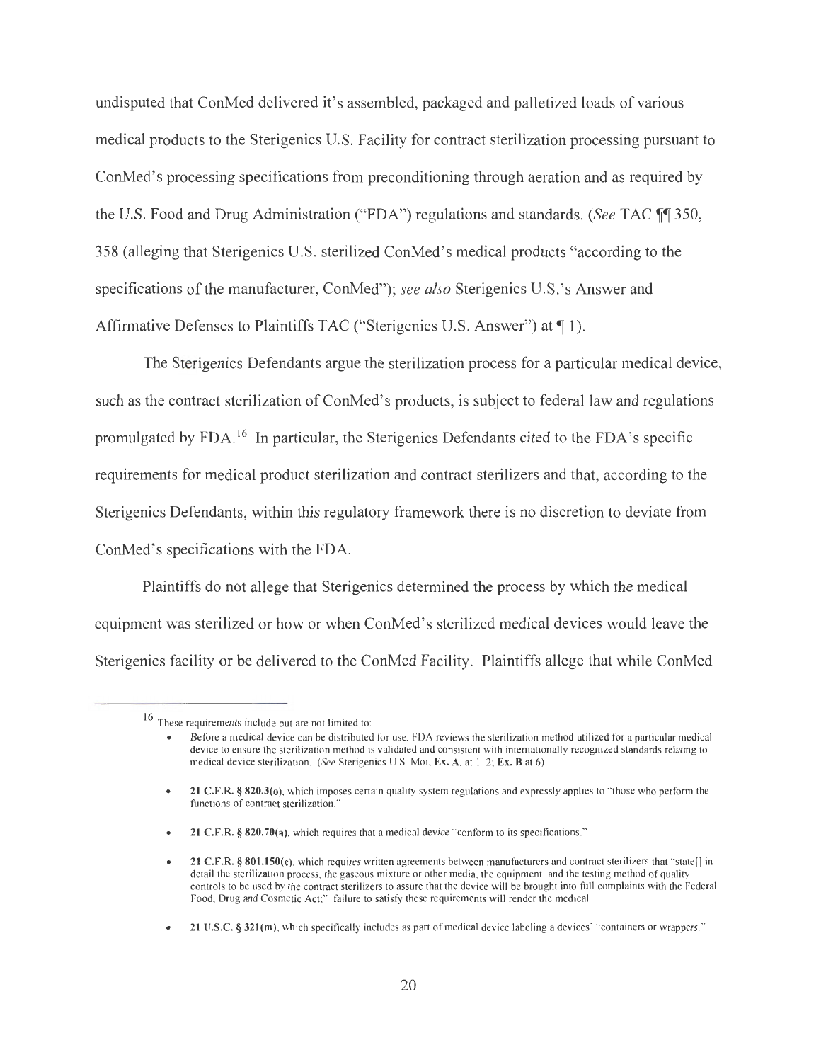undisputed that ConMed delivered it's assembled, packaged and palletized loads of various medical products to the Sterigenics U.S. Facility for contract sterilization processing pursuant to ConMed's processing specifications from preconditioning through aeration and as required by the U.S. Food and Drug Administration ("FDA") regulations and standards. (*See* TAC ¶¶ 350, 358 (alleging that Sterigenics U.S. sterilized ConMed's medical products "according to the specifications of the manufacturer, ConMed"); *see also* Sterigenics U.S.'s Answer and Affirmative Defenses to Plaintiffs TAC ("Sterigenics U.S. Answer") at ¶ 1).

The Sterigenics Defendants argue the sterilization process for a particular medical device, such as the contract sterilization of ConMed's products, is subject to federal law and regulations promulgated by FDA.[16] In particular, the Sterigenics Defendants cited to the FDA's specific requirements for medical product sterilization and contract sterilizers and that, according to the Sterigenics Defendants, within this regulatory framework there is no discretion to deviate from ConMed's specifications with the FDA.

Plaintiffs do not allege that Sterigenics determined the process by which the medical equipment was sterilized or how or when ConMed's sterilized medical devices would leave the Sterigenics facility or be delivered to the ConMed Facility. Plaintiffs allege that while ConMed

---

[16] These requirements include but are not limited to:

- Before a medical device can be distributed for use, FDA reviews the sterilization method utilized for a particular medical device to ensure the sterilization method is validated and consistent with internationally recognized standards relating to medical device sterilization. (*See* Sterigenics U.S. Mot. **Ex. A**. at 1–2; **Ex. B** at 6).

- **21 C.F.R. § 820.3(o)**, which imposes certain quality system regulations and expressly applies to "those who perform the functions of contract sterilization."

- **21 C.F.R. § 820.70(a)**, which requires that a medical device "conform to its specifications."

- **21 C.F.R. § 801.150(e)**, which requires written agreements between manufacturers and contract sterilizers that "state[] in detail the sterilization process, the gaseous mixture or other media, the equipment, and the testing method of quality controls to be used by the contract sterilizers to assure that the device will be brought into full complaints with the Federal Food, Drug and Cosmetic Act;" failure to satisfy these requirements will render the medical

- **21 U.S.C. § 321(m)**, which specifically includes as part of medical device labeling a devices' "containers or wrappers."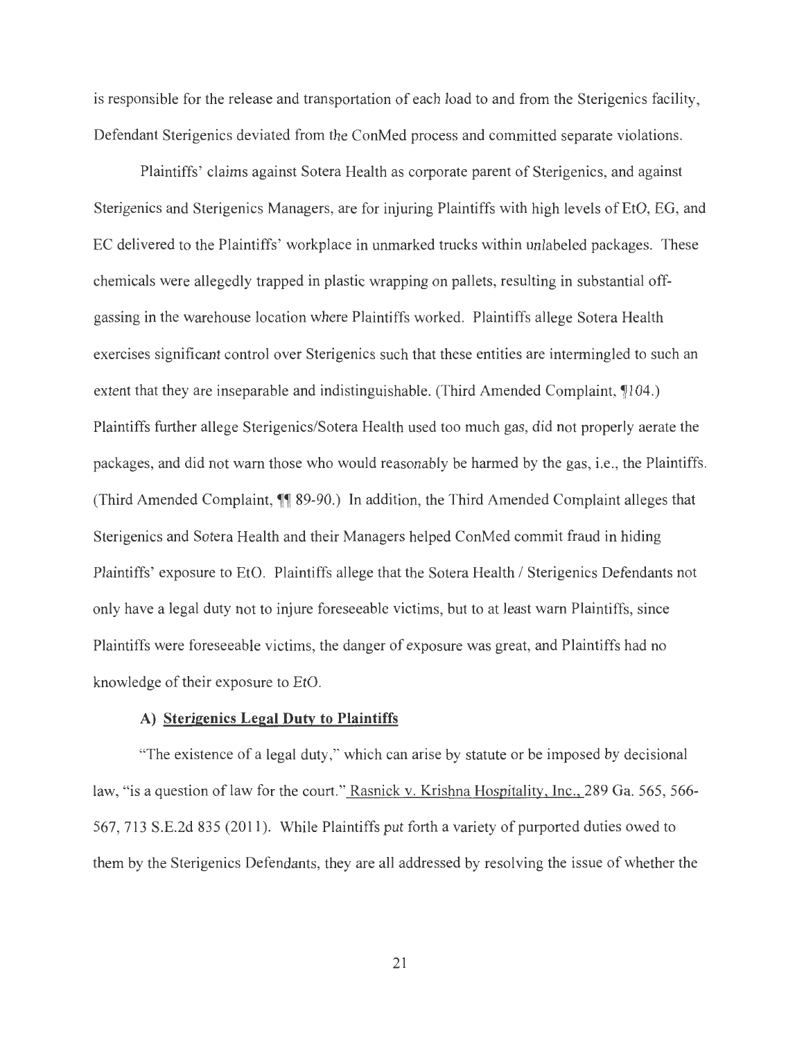is responsible for the release and transportation of each load to and from the Sterigenics facility, Defendant Sterigenics deviated from the ConMed process and committed separate violations.

Plaintiffs' claims against Sotera Health as corporate parent of Sterigenics, and against Sterigenics and Sterigenics Managers, are for injuring Plaintiffs with high levels of EtO, EG, and EC delivered to the Plaintiffs' workplace in unmarked trucks within unlabeled packages. These chemicals were allegedly trapped in plastic wrapping on pallets, resulting in substantial off-gassing in the warehouse location where Plaintiffs worked. Plaintiffs allege Sotera Health exercises significant control over Sterigenics such that these entities are intermingled to such an extent that they are inseparable and indistinguishable. (Third Amended Complaint, ¶104.) Plaintiffs further allege Sterigenics/Sotera Health used too much gas, did not properly aerate the packages, and did not warn those who would reasonably be harmed by the gas, i.e., the Plaintiffs. (Third Amended Complaint, ¶¶ 89-90.) In addition, the Third Amended Complaint alleges that Sterigenics and Sotera Health and their Managers helped ConMed commit fraud in hiding Plaintiffs' exposure to EtO. Plaintiffs allege that the Sotera Health / Sterigenics Defendants not only have a legal duty not to injure foreseeable victims, but to at least warn Plaintiffs, since Plaintiffs were foreseeable victims, the danger of exposure was great, and Plaintiffs had no knowledge of their exposure to EtO.

### A) Sterigenics Legal Duty to Plaintiffs

"The existence of a legal duty," which can arise by statute or be imposed by decisional law, "is a question of law for the court." Rasnick v. Krishna Hospitality, Inc., 289 Ga. 565, 566-567, 713 S.E.2d 835 (2011). While Plaintiffs put forth a variety of purported duties owed to them by the Sterigenics Defendants, they are all addressed by resolving the issue of whether the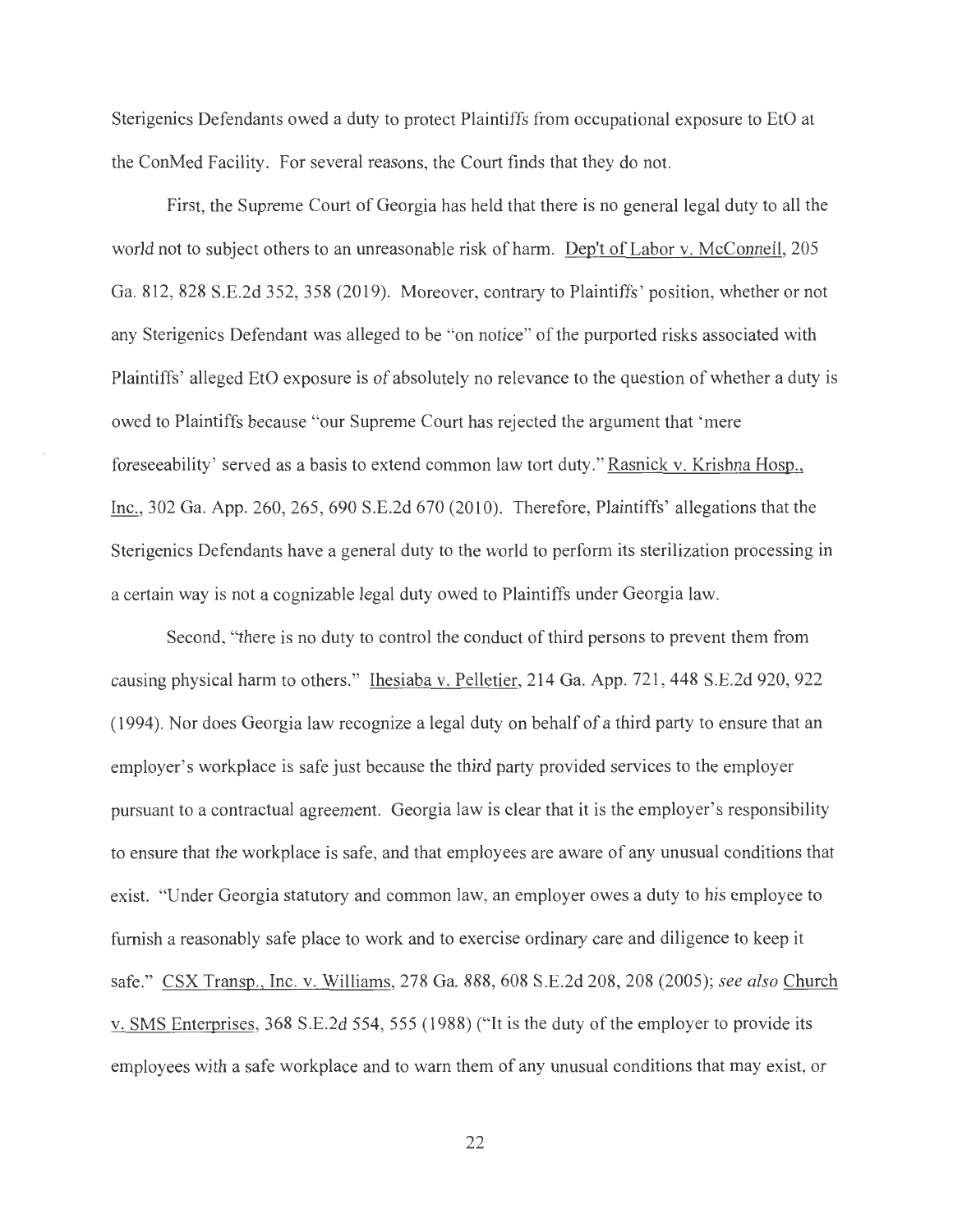Sterigenics Defendants owed a duty to protect Plaintiffs from occupational exposure to EtO at the ConMed Facility. For several reasons, the Court finds that they do not.

First, the Supreme Court of Georgia has held that there is no general legal duty to all the world not to subject others to an unreasonable risk of harm. Dep't of Labor v. McConnell, 205 Ga. 812, 828 S.E.2d 352, 358 (2019). Moreover, contrary to Plaintiffs' position, whether or not any Sterigenics Defendant was alleged to be "on notice" of the purported risks associated with Plaintiffs' alleged EtO exposure is of absolutely no relevance to the question of whether a duty is owed to Plaintiffs because "our Supreme Court has rejected the argument that 'mere foreseeability' served as a basis to extend common law tort duty." Rasnick v. Krishna Hosp., Inc., 302 Ga. App. 260, 265, 690 S.E.2d 670 (2010). Therefore, Plaintiffs' allegations that the Sterigenics Defendants have a general duty to the world to perform its sterilization processing in a certain way is not a cognizable legal duty owed to Plaintiffs under Georgia law.

Second, "there is no duty to control the conduct of third persons to prevent them from causing physical harm to others." Ihesiaba v. Pelletier, 214 Ga. App. 721, 448 S.E.2d 920, 922 (1994). Nor does Georgia law recognize a legal duty on behalf of a third party to ensure that an employer's workplace is safe just because the third party provided services to the employer pursuant to a contractual agreement. Georgia law is clear that it is the employer's responsibility to ensure that the workplace is safe, and that employees are aware of any unusual conditions that exist. "Under Georgia statutory and common law, an employer owes a duty to his employee to furnish a reasonably safe place to work and to exercise ordinary care and diligence to keep it safe." CSX Transp., Inc. v. Williams, 278 Ga. 888, 608 S.E.2d 208, 208 (2005); *see also* Church v. SMS Enterprises, 368 S.E.2d 554, 555 (1988) ("It is the duty of the employer to provide its employees with a safe workplace and to warn them of any unusual conditions that may exist, or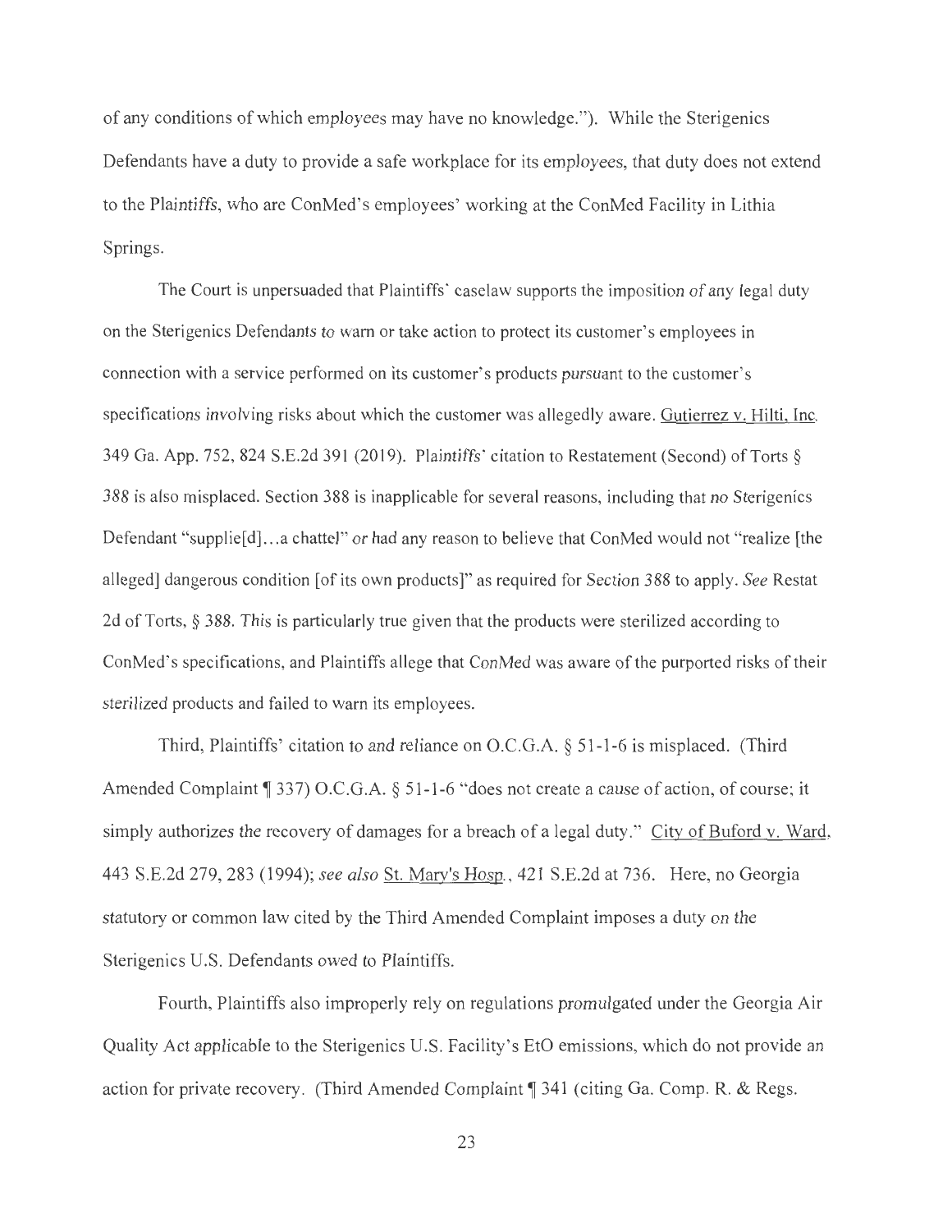of any conditions of which employees may have no knowledge."). While the Sterigenics Defendants have a duty to provide a safe workplace for its employees, that duty does not extend to the Plaintiffs, who are ConMed's employees' working at the ConMed Facility in Lithia Springs.

The Court is unpersuaded that Plaintiffs' caselaw supports the imposition of any legal duty on the Sterigenics Defendants to warn or take action to protect its customer's employees in connection with a service performed on its customer's products pursuant to the customer's specifications involving risks about which the customer was allegedly aware. Gutierrez v. Hilti, Inc. 349 Ga. App. 752, 824 S.E.2d 391 (2019). Plaintiffs' citation to Restatement (Second) of Torts § 388 is also misplaced. Section 388 is inapplicable for several reasons, including that no Sterigenics Defendant "supplie[d]...a chattel" or had any reason to believe that ConMed would not "realize [the alleged] dangerous condition [of its own products]" as required for Section 388 to apply. *See* Restat 2d of Torts, § 388. This is particularly true given that the products were sterilized according to ConMed's specifications, and Plaintiffs allege that ConMed was aware of the purported risks of their sterilized products and failed to warn its employees.

Third, Plaintiffs' citation to and reliance on O.C.G.A. § 51-1-6 is misplaced. (Third Amended Complaint ¶ 337) O.C.G.A. § 51-1-6 "does not create a cause of action, of course; it simply authorizes the recovery of damages for a breach of a legal duty." City of Buford v. Ward, 443 S.E.2d 279, 283 (1994); *see also* St. Mary's Hosp., 421 S.E.2d at 736. Here, no Georgia statutory or common law cited by the Third Amended Complaint imposes a duty on the Sterigenics U.S. Defendants owed to Plaintiffs.

Fourth, Plaintiffs also improperly rely on regulations promulgated under the Georgia Air Quality Act applicable to the Sterigenics U.S. Facility's EtO emissions, which do not provide an action for private recovery. (Third Amended Complaint ¶ 341 (citing Ga. Comp. R. & Regs.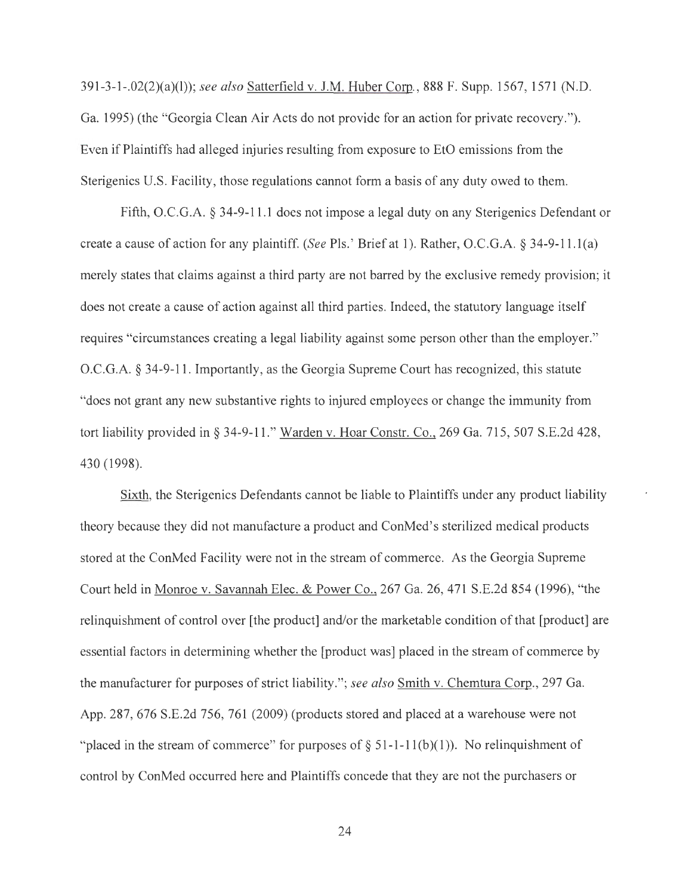391-3-1-.02(2)(a)(l)); *see also* Satterfield v. J.M. Huber Corp., 888 F. Supp. 1567, 1571 (N.D. Ga. 1995) (the "Georgia Clean Air Acts do not provide for an action for private recovery."). Even if Plaintiffs had alleged injuries resulting from exposure to EtO emissions from the Sterigenics U.S. Facility, those regulations cannot form a basis of any duty owed to them.

Fifth, O.C.G.A. § 34-9-11.1 does not impose a legal duty on any Sterigenics Defendant or create a cause of action for any plaintiff. (*See* Pls.' Brief at 1). Rather, O.C.G.A. § 34-9-11.1(a) merely states that claims against a third party are not barred by the exclusive remedy provision; it does not create a cause of action against all third parties. Indeed, the statutory language itself requires "circumstances creating a legal liability against some person other than the employer." O.C.G.A. § 34-9-11. Importantly, as the Georgia Supreme Court has recognized, this statute "does not grant any new substantive rights to injured employees or change the immunity from tort liability provided in § 34-9-11." Warden v. Hoar Constr. Co., 269 Ga. 715, 507 S.E.2d 428, 430 (1998).

Sixth, the Sterigenics Defendants cannot be liable to Plaintiffs under any product liability theory because they did not manufacture a product and ConMed's sterilized medical products stored at the ConMed Facility were not in the stream of commerce. As the Georgia Supreme Court held in Monroe v. Savannah Elec. & Power Co., 267 Ga. 26, 471 S.E.2d 854 (1996), "the relinquishment of control over [the product] and/or the marketable condition of that [product] are essential factors in determining whether the [product was] placed in the stream of commerce by the manufacturer for purposes of strict liability."; *see also* Smith v. Chemtura Corp., 297 Ga. App. 287, 676 S.E.2d 756, 761 (2009) (products stored and placed at a warehouse were not "placed in the stream of commerce" for purposes of § 51-1-11(b)(1)). No relinquishment of control by ConMed occurred here and Plaintiffs concede that they are not the purchasers or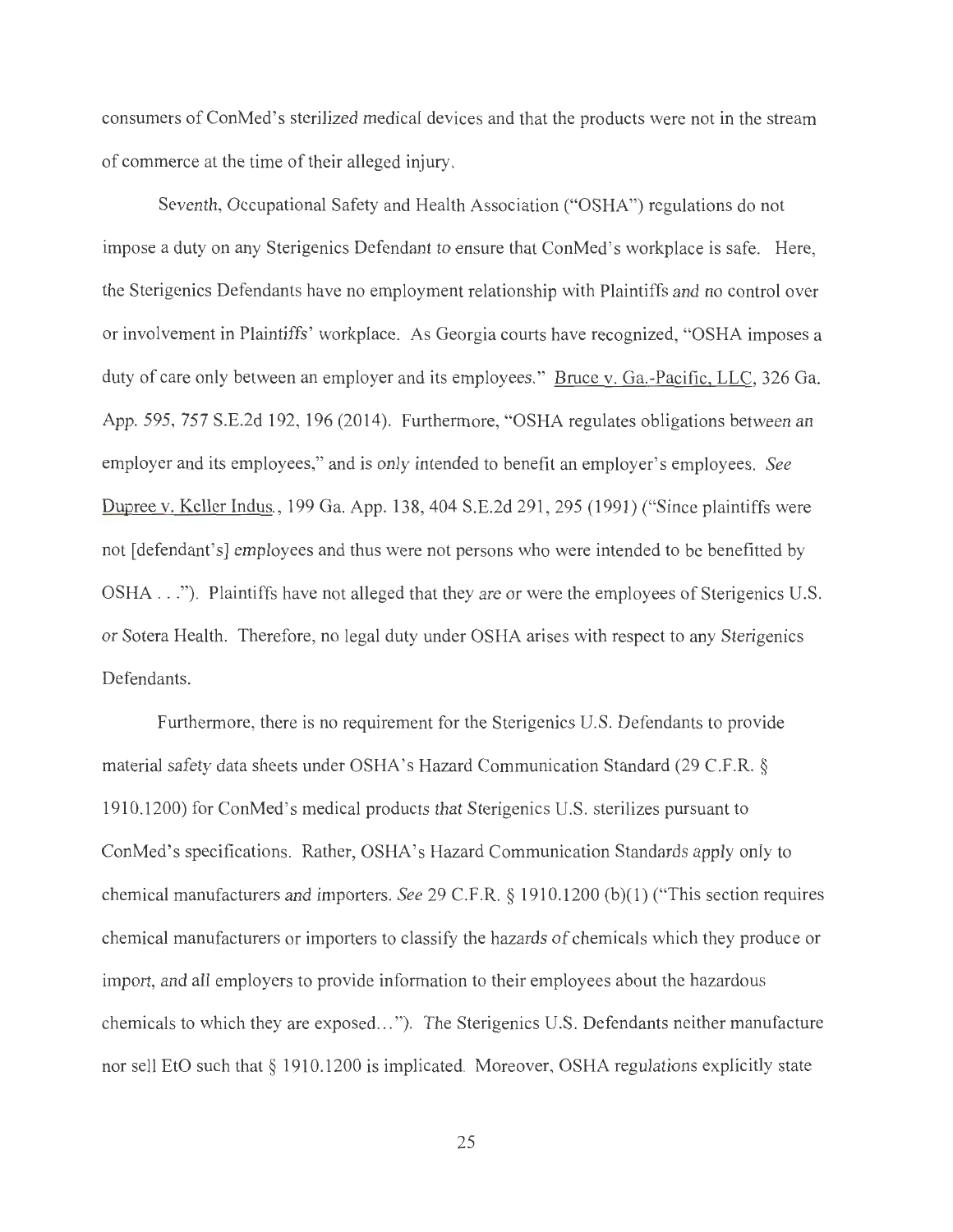consumers of ConMed's sterilized medical devices and that the products were not in the stream of commerce at the time of their alleged injury.

Seventh, Occupational Safety and Health Association ("OSHA") regulations do not impose a duty on any Sterigenics Defendant to ensure that ConMed's workplace is safe. Here, the Sterigenics Defendants have no employment relationship with Plaintiffs and no control over or involvement in Plaintiffs' workplace. As Georgia courts have recognized, "OSHA imposes a duty of care only between an employer and its employees." Bruce v. Ga.-Pacific, LLC, 326 Ga. App. 595, 757 S.E.2d 192, 196 (2014). Furthermore, "OSHA regulates obligations between an employer and its employees," and is only intended to benefit an employer's employees. *See* Dupree v. Keller Indus., 199 Ga. App. 138, 404 S.E.2d 291, 295 (1991) ("Since plaintiffs were not [defendant's] employees and thus were not persons who were intended to be benefitted by OSHA . . ."). Plaintiffs have not alleged that they are or were the employees of Sterigenics U.S. or Sotera Health. Therefore, no legal duty under OSHA arises with respect to any Sterigenics Defendants.

Furthermore, there is no requirement for the Sterigenics U.S. Defendants to provide material safety data sheets under OSHA's Hazard Communication Standard (29 C.F.R. § 1910.1200) for ConMed's medical products that Sterigenics U.S. sterilizes pursuant to ConMed's specifications. Rather, OSHA's Hazard Communication Standards apply only to chemical manufacturers and importers. *See* 29 C.F.R. § 1910.1200 (b)(1) ("This section requires chemical manufacturers or importers to classify the hazards of chemicals which they produce or import, and all employers to provide information to their employees about the hazardous chemicals to which they are exposed…"). The Sterigenics U.S. Defendants neither manufacture nor sell EtO such that § 1910.1200 is implicated. Moreover, OSHA regulations explicitly state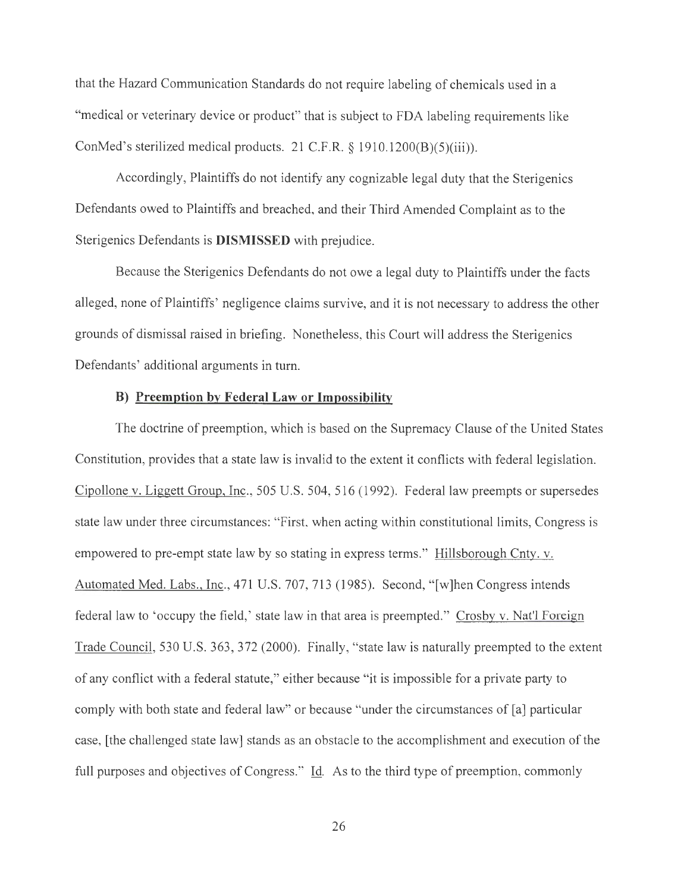that the Hazard Communication Standards do not require labeling of chemicals used in a "medical or veterinary device or product" that is subject to FDA labeling requirements like ConMed's sterilized medical products. 21 C.F.R. § 1910.1200(B)(5)(iii)).

Accordingly, Plaintiffs do not identify any cognizable legal duty that the Sterigenics Defendants owed to Plaintiffs and breached, and their Third Amended Complaint as to the Sterigenics Defendants is **DISMISSED** with prejudice.

Because the Sterigenics Defendants do not owe a legal duty to Plaintiffs under the facts alleged, none of Plaintiffs' negligence claims survive, and it is not necessary to address the other grounds of dismissal raised in briefing. Nonetheless, this Court will address the Sterigenics Defendants' additional arguments in turn.

### B) Preemption by Federal Law or Impossibility

The doctrine of preemption, which is based on the Supremacy Clause of the United States Constitution, provides that a state law is invalid to the extent it conflicts with federal legislation. Cipollone v. Liggett Group, Inc., 505 U.S. 504, 516 (1992). Federal law preempts or supersedes state law under three circumstances: "First, when acting within constitutional limits, Congress is empowered to pre-empt state law by so stating in express terms." Hillsborough Cnty. v. Automated Med. Labs., Inc., 471 U.S. 707, 713 (1985). Second, "[w]hen Congress intends federal law to 'occupy the field,' state law in that area is preempted." Crosby v. Nat'l Foreign Trade Council, 530 U.S. 363, 372 (2000). Finally, "state law is naturally preempted to the extent of any conflict with a federal statute," either because "it is impossible for a private party to comply with both state and federal law" or because "under the circumstances of [a] particular case, [the challenged state law] stands as an obstacle to the accomplishment and execution of the full purposes and objectives of Congress." Id. As to the third type of preemption, commonly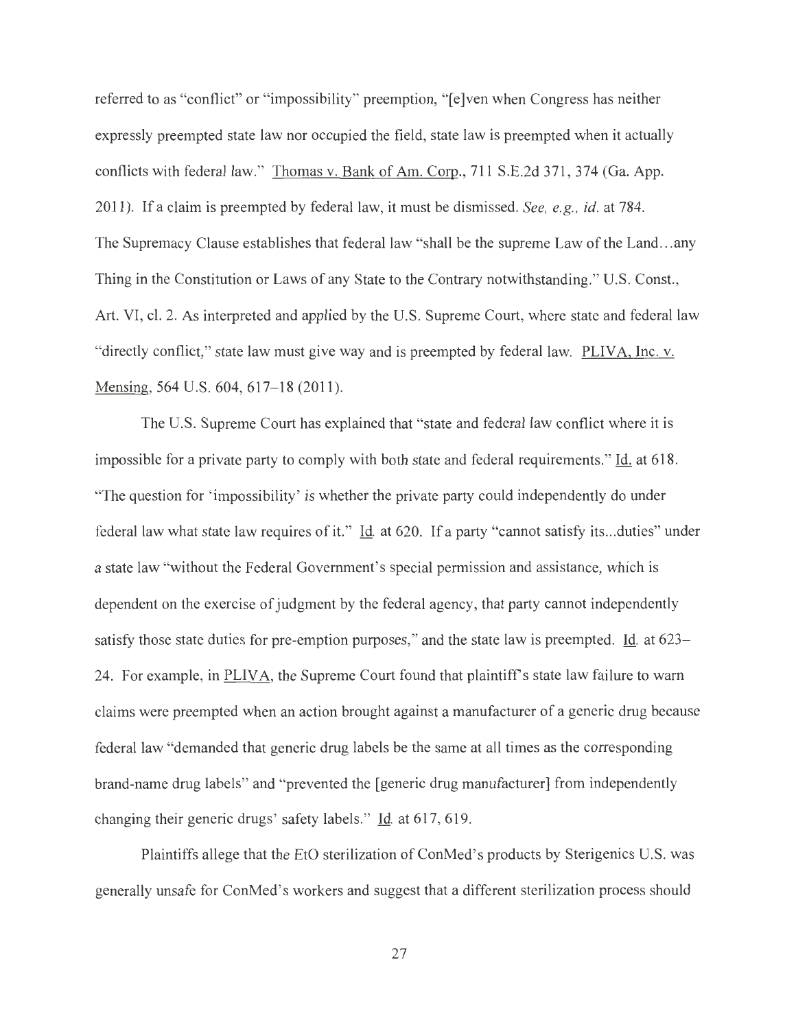referred to as "conflict" or "impossibility" preemption, "[e]ven when Congress has neither expressly preempted state law nor occupied the field, state law is preempted when it actually conflicts with federal law." Thomas v. Bank of Am. Corp., 711 S.E.2d 371, 374 (Ga. App. 2011). If a claim is preempted by federal law, it must be dismissed. *See, e.g., id.* at 784. The Supremacy Clause establishes that federal law "shall be the supreme Law of the Land…any Thing in the Constitution or Laws of any State to the Contrary notwithstanding." U.S. Const., Art. VI, cl. 2. As interpreted and applied by the U.S. Supreme Court, where state and federal law "directly conflict," state law must give way and is preempted by federal law. PLIVA, Inc. v. Mensing, 564 U.S. 604, 617–18 (2011).

The U.S. Supreme Court has explained that "state and federal law conflict where it is impossible for a private party to comply with both state and federal requirements." Id. at 618. "The question for 'impossibility' is whether the private party could independently do under federal law what state law requires of it." Id. at 620. If a party "cannot satisfy its...duties" under a state law "without the Federal Government's special permission and assistance, which is dependent on the exercise of judgment by the federal agency, that party cannot independently satisfy those state duties for pre-emption purposes," and the state law is preempted. Id. at 623–24. For example, in PLIVA, the Supreme Court found that plaintiff's state law failure to warn claims were preempted when an action brought against a manufacturer of a generic drug because federal law "demanded that generic drug labels be the same at all times as the corresponding brand-name drug labels" and "prevented the [generic drug manufacturer] from independently changing their generic drugs' safety labels." Id. at 617, 619.

Plaintiffs allege that the EtO sterilization of ConMed's products by Sterigenics U.S. was generally unsafe for ConMed's workers and suggest that a different sterilization process should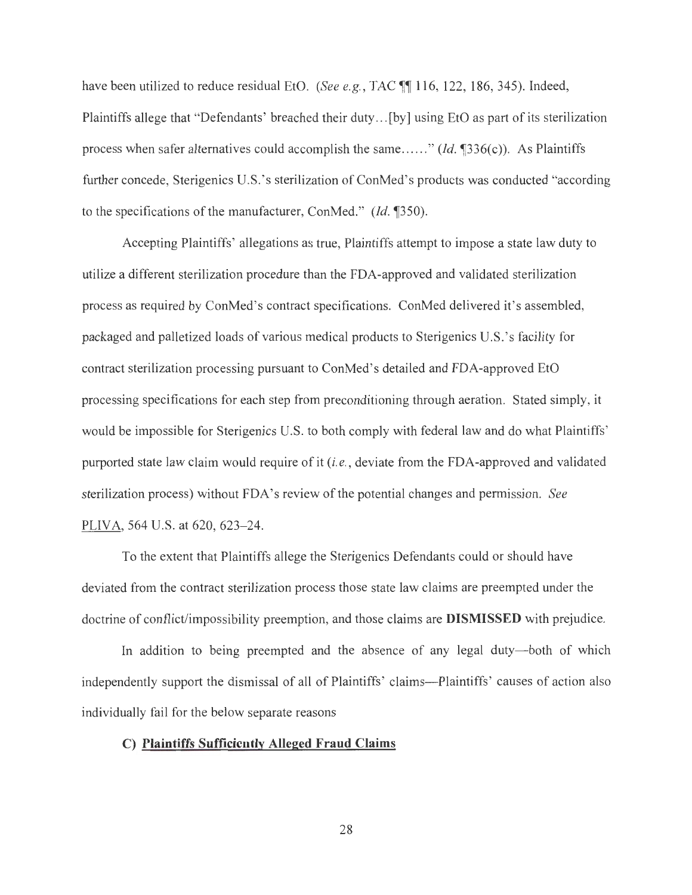have been utilized to reduce residual EtO. (*See e.g.*, TAC ¶¶ 116, 122, 186, 345). Indeed, Plaintiffs allege that "Defendants' breached their duty…[by] using EtO as part of its sterilization process when safer alternatives could accomplish the same……" (*Id.* ¶336(c)). As Plaintiffs further concede, Sterigenics U.S.'s sterilization of ConMed's products was conducted "according to the specifications of the manufacturer, ConMed." (*Id.* ¶350).

Accepting Plaintiffs' allegations as true, Plaintiffs attempt to impose a state law duty to utilize a different sterilization procedure than the FDA-approved and validated sterilization process as required by ConMed's contract specifications. ConMed delivered it's assembled, packaged and palletized loads of various medical products to Sterigenics U.S.'s facility for contract sterilization processing pursuant to ConMed's detailed and FDA-approved EtO processing specifications for each step from preconditioning through aeration. Stated simply, it would be impossible for Sterigenics U.S. to both comply with federal law and do what Plaintiffs' purported state law claim would require of it (*i.e.*, deviate from the FDA-approved and validated sterilization process) without FDA's review of the potential changes and permission. *See* PLIVA, 564 U.S. at 620, 623–24.

To the extent that Plaintiffs allege the Sterigenics Defendants could or should have deviated from the contract sterilization process those state law claims are preempted under the doctrine of conflict/impossibility preemption, and those claims are **DISMISSED** with prejudice.

In addition to being preempted and the absence of any legal duty—both of which independently support the dismissal of all of Plaintiffs' claims—Plaintiffs' causes of action also individually fail for the below separate reasons

### C) Plaintiffs Sufficiently Alleged Fraud Claims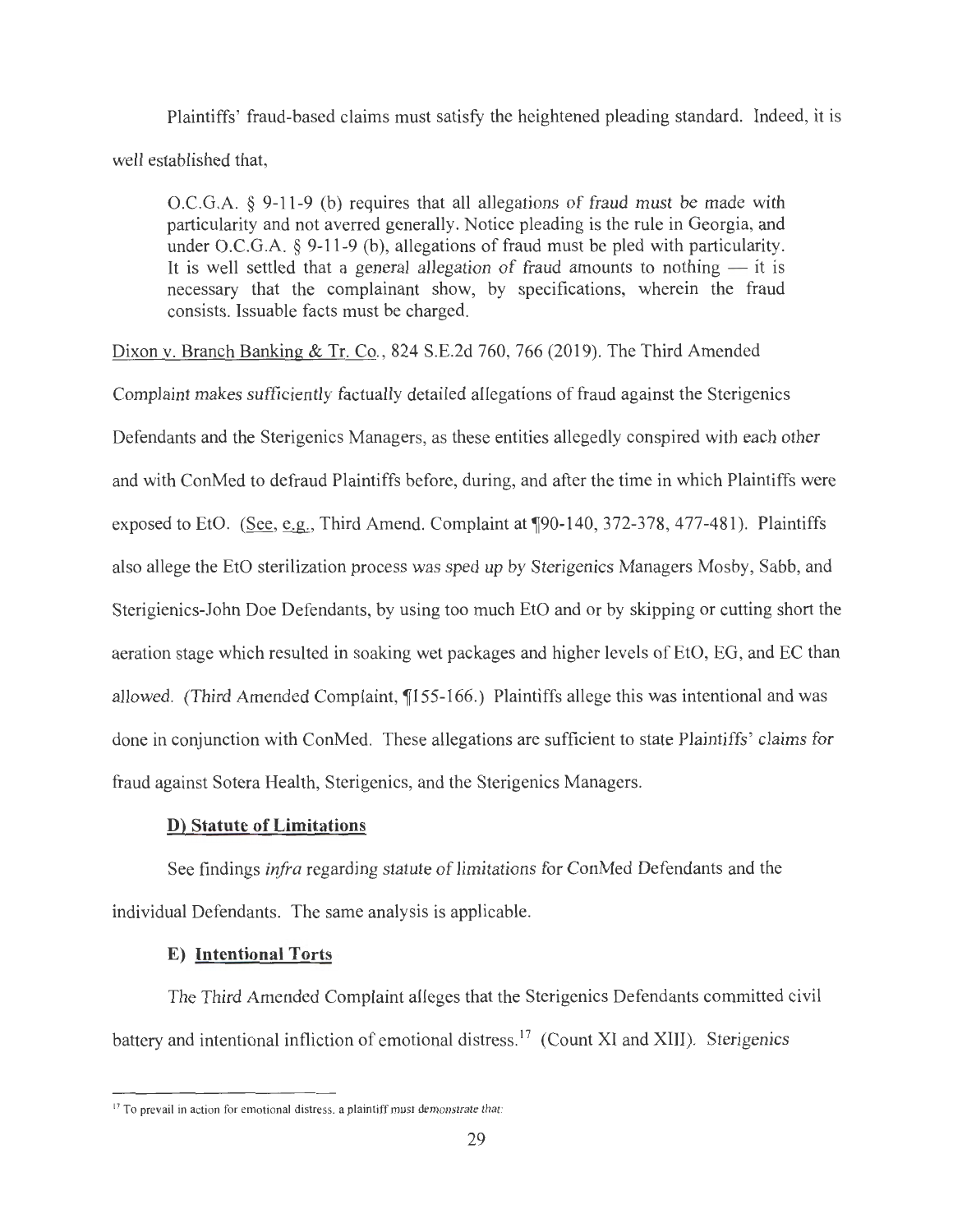Plaintiffs' fraud-based claims must satisfy the heightened pleading standard. Indeed, it is well established that,

> O.C.G.A. § 9-11-9 (b) requires that all allegations of fraud must be made with particularity and not averred generally. Notice pleading is the rule in Georgia, and under O.C.G.A. § 9-11-9 (b), allegations of fraud must be pled with particularity. It is well settled that a general allegation of fraud amounts to nothing — it is necessary that the complainant show, by specifications, wherein the fraud consists. Issuable facts must be charged.

Dixon v. Branch Banking & Tr. Co., 824 S.E.2d 760, 766 (2019). The Third Amended Complaint makes sufficiently factually detailed allegations of fraud against the Sterigenics Defendants and the Sterigenics Managers, as these entities allegedly conspired with each other and with ConMed to defraud Plaintiffs before, during, and after the time in which Plaintiffs were exposed to EtO. (See, e.g., Third Amend. Complaint at ¶90-140, 372-378, 477-481). Plaintiffs also allege the EtO sterilization process was sped up by Sterigenics Managers Mosby, Sabb, and Sterigienics-John Doe Defendants, by using too much EtO and or by skipping or cutting short the aeration stage which resulted in soaking wet packages and higher levels of EtO, EG, and EC than allowed. (Third Amended Complaint, ¶155-166.) Plaintiffs allege this was intentional and was done in conjunction with ConMed. These allegations are sufficient to state Plaintiffs' claims for fraud against Sotera Health, Sterigenics, and the Sterigenics Managers.

**D) Statute of Limitations**

See findings *infra* regarding statute of limitations for ConMed Defendants and the individual Defendants. The same analysis is applicable.

**E) Intentional Torts**

The Third Amended Complaint alleges that the Sterigenics Defendants committed civil battery and intentional infliction of emotional distress.[17] (Count XI and XIII). Sterigenics

[17] To prevail in action for emotional distress, a plaintiff must demonstrate that: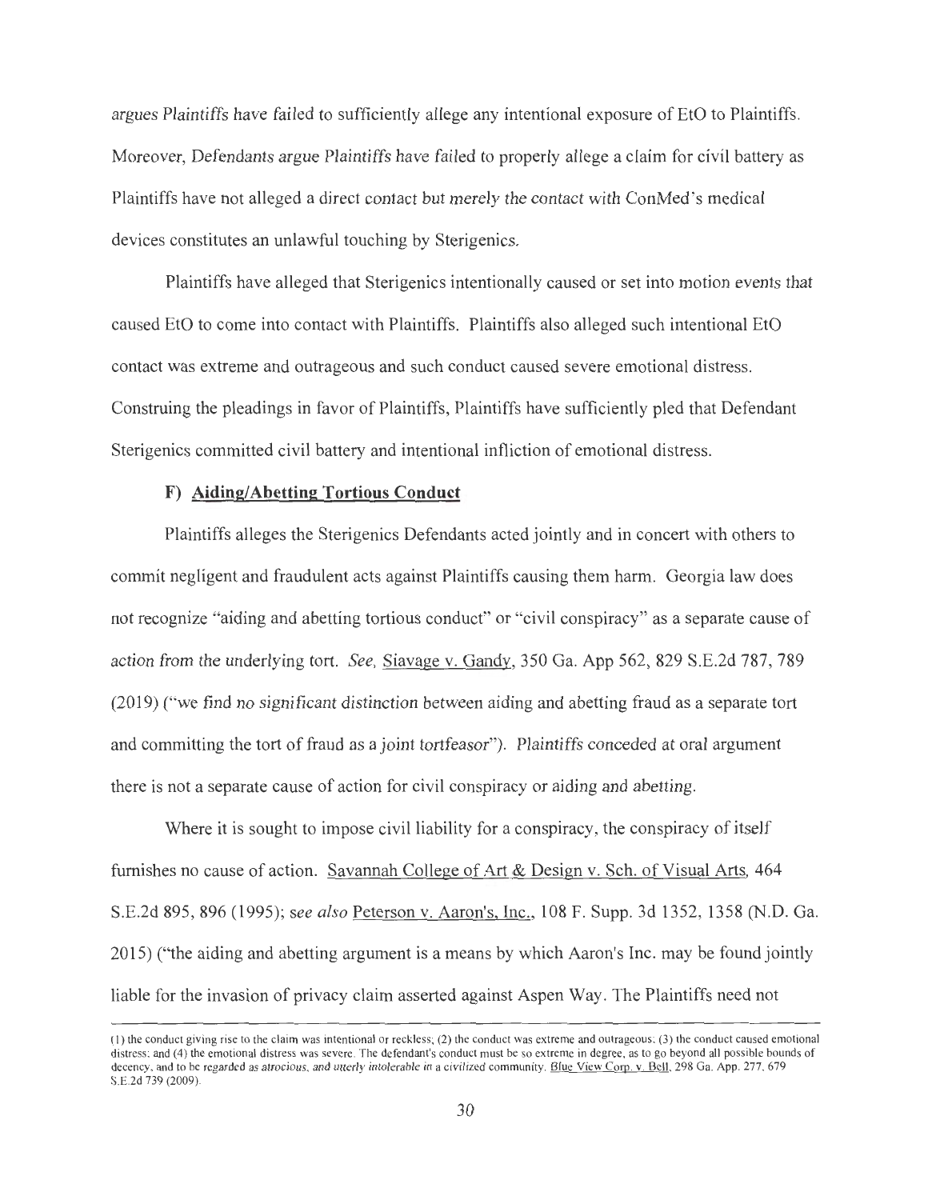argues Plaintiffs have failed to sufficiently allege any intentional exposure of EtO to Plaintiffs. Moreover, Defendants argue Plaintiffs have failed to properly allege a claim for civil battery as Plaintiffs have not alleged a direct contact but merely the contact with ConMed's medical devices constitutes an unlawful touching by Sterigenics.

Plaintiffs have alleged that Sterigenics intentionally caused or set into motion events that caused EtO to come into contact with Plaintiffs. Plaintiffs also alleged such intentional EtO contact was extreme and outrageous and such conduct caused severe emotional distress. Construing the pleadings in favor of Plaintiffs, Plaintiffs have sufficiently pled that Defendant Sterigenics committed civil battery and intentional infliction of emotional distress.

### F) Aiding/Abetting Tortious Conduct

Plaintiffs alleges the Sterigenics Defendants acted jointly and in concert with others to commit negligent and fraudulent acts against Plaintiffs causing them harm. Georgia law does not recognize "aiding and abetting tortious conduct" or "civil conspiracy" as a separate cause of action from the underlying tort. *See,* Siavage v. Gandy, 350 Ga. App 562, 829 S.E.2d 787, 789 (2019) ("we find no significant distinction between aiding and abetting fraud as a separate tort and committing the tort of fraud as a joint tortfeasor"). Plaintiffs conceded at oral argument there is not a separate cause of action for civil conspiracy or aiding and abetting.

Where it is sought to impose civil liability for a conspiracy, the conspiracy of itself furnishes no cause of action. Savannah College of Art & Design v. Sch. of Visual Arts, 464 S.E.2d 895, 896 (1995); *see also* Peterson v. Aaron's, Inc., 108 F. Supp. 3d 1352, 1358 (N.D. Ga. 2015) ("the aiding and abetting argument is a means by which Aaron's Inc. may be found jointly liable for the invasion of privacy claim asserted against Aspen Way. The Plaintiffs need not

---

(1) the conduct giving rise to the claim was intentional or reckless; (2) the conduct was extreme and outrageous; (3) the conduct caused emotional distress; and (4) the emotional distress was severe. The defendant's conduct must be so extreme in degree, as to go beyond all possible bounds of decency, and to be regarded as atrocious, and utterly intolerable in a civilized community. Blue View Corp. v. Bell, 298 Ga. App. 277, 679 S.E.2d 739 (2009).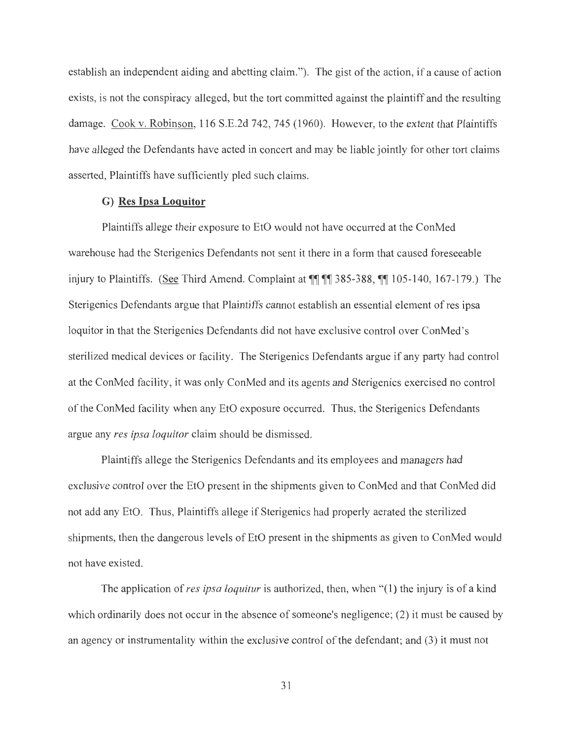establish an independent aiding and abetting claim."). The gist of the action, if a cause of action exists, is not the conspiracy alleged, but the tort committed against the plaintiff and the resulting damage. Cook v. Robinson, 116 S.E.2d 742, 745 (1960). However, to the extent that Plaintiffs have alleged the Defendants have acted in concert and may be liable jointly for other tort claims asserted, Plaintiffs have sufficiently pled such claims.

### G) Res Ipsa Loquitor

Plaintiffs allege their exposure to EtO would not have occurred at the ConMed warehouse had the Sterigenics Defendants not sent it there in a form that caused foreseeable injury to Plaintiffs. (See Third Amend. Complaint at ¶¶ ¶¶ 385-388, ¶¶ 105-140, 167-179.) The Sterigenics Defendants argue that Plaintiffs cannot establish an essential element of res ipsa loquitor in that the Sterigenics Defendants did not have exclusive control over ConMed's sterilized medical devices or facility. The Sterigenics Defendants argue if any party had control at the ConMed facility, it was only ConMed and its agents and Sterigenics exercised no control of the ConMed facility when any EtO exposure occurred. Thus, the Sterigenics Defendants argue any *res ipsa loquitor* claim should be dismissed.

Plaintiffs allege the Sterigenics Defendants and its employees and managers had exclusive control over the EtO present in the shipments given to ConMed and that ConMed did not add any EtO. Thus, Plaintiffs allege if Sterigenics had properly aerated the sterilized shipments, then the dangerous levels of EtO present in the shipments as given to ConMed would not have existed.

The application of *res ipsa loquitur* is authorized, then, when "(1) the injury is of a kind which ordinarily does not occur in the absence of someone's negligence; (2) it must be caused by an agency or instrumentality within the exclusive control of the defendant; and (3) it must not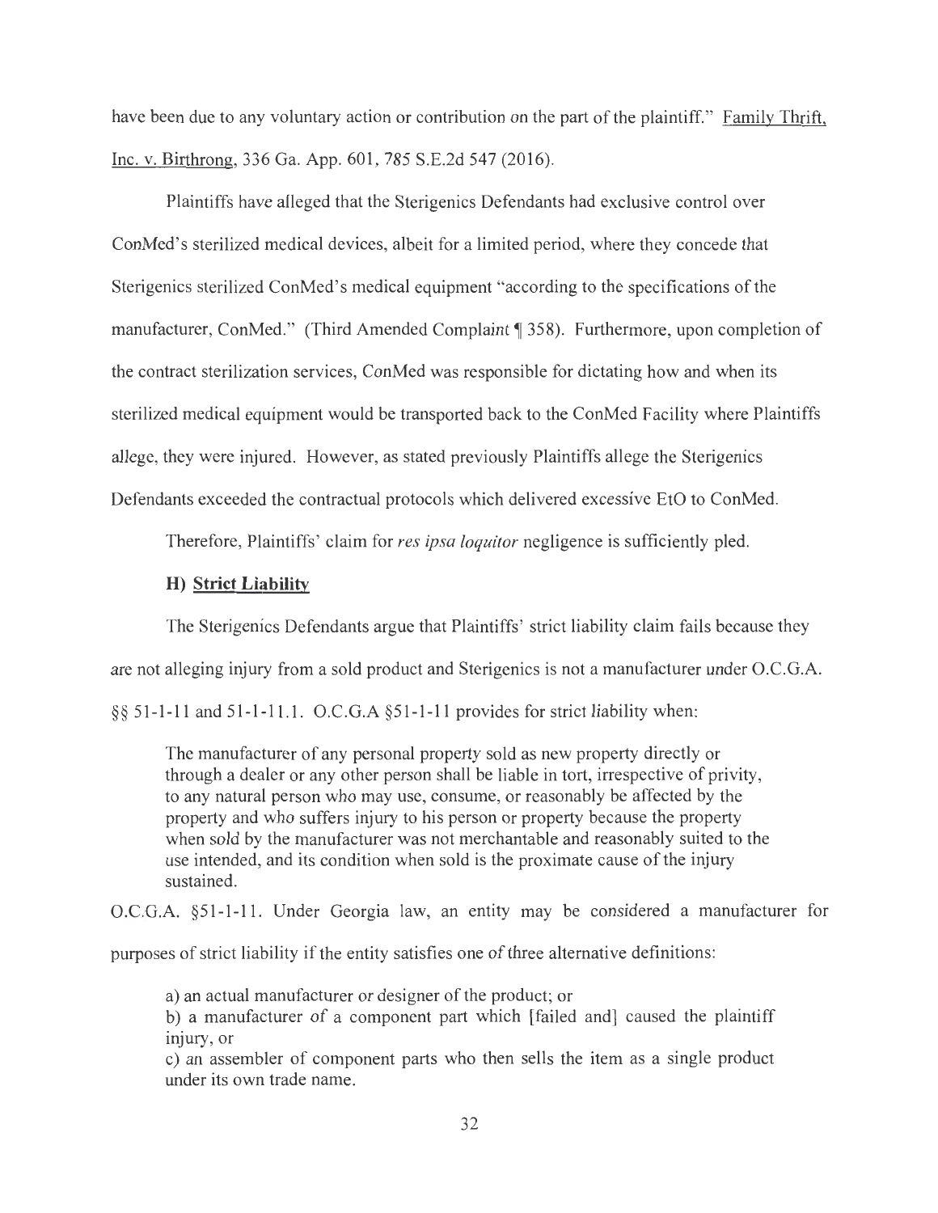have been due to any voluntary action or contribution on the part of the plaintiff." Family Thrift, Inc. v. Birthrong, 336 Ga. App. 601, 785 S.E.2d 547 (2016).

Plaintiffs have alleged that the Sterigenics Defendants had exclusive control over ConMed's sterilized medical devices, albeit for a limited period, where they concede that Sterigenics sterilized ConMed's medical equipment "according to the specifications of the manufacturer, ConMed." (Third Amended Complaint ¶ 358). Furthermore, upon completion of the contract sterilization services, ConMed was responsible for dictating how and when its sterilized medical equipment would be transported back to the ConMed Facility where Plaintiffs allege, they were injured. However, as stated previously Plaintiffs allege the Sterigenics Defendants exceeded the contractual protocols which delivered excessive EtO to ConMed.

Therefore, Plaintiffs' claim for *res ipsa loquitor* negligence is sufficiently pled.

### H) Strict Liability

The Sterigenics Defendants argue that Plaintiffs' strict liability claim fails because they are not alleging injury from a sold product and Sterigenics is not a manufacturer under O.C.G.A. §§ 51-1-11 and 51-1-11.1. O.C.G.A §51-1-11 provides for strict liability when:

> The manufacturer of any personal property sold as new property directly or through a dealer or any other person shall be liable in tort, irrespective of privity, to any natural person who may use, consume, or reasonably be affected by the property and who suffers injury to his person or property because the property when sold by the manufacturer was not merchantable and reasonably suited to the use intended, and its condition when sold is the proximate cause of the injury sustained.

O.C.G.A. §51-1-11. Under Georgia law, an entity may be considered a manufacturer for purposes of strict liability if the entity satisfies one of three alternative definitions:

> a) an actual manufacturer or designer of the product; or
> b) a manufacturer of a component part which [failed and] caused the plaintiff injury, or
> c) an assembler of component parts who then sells the item as a single product under its own trade name.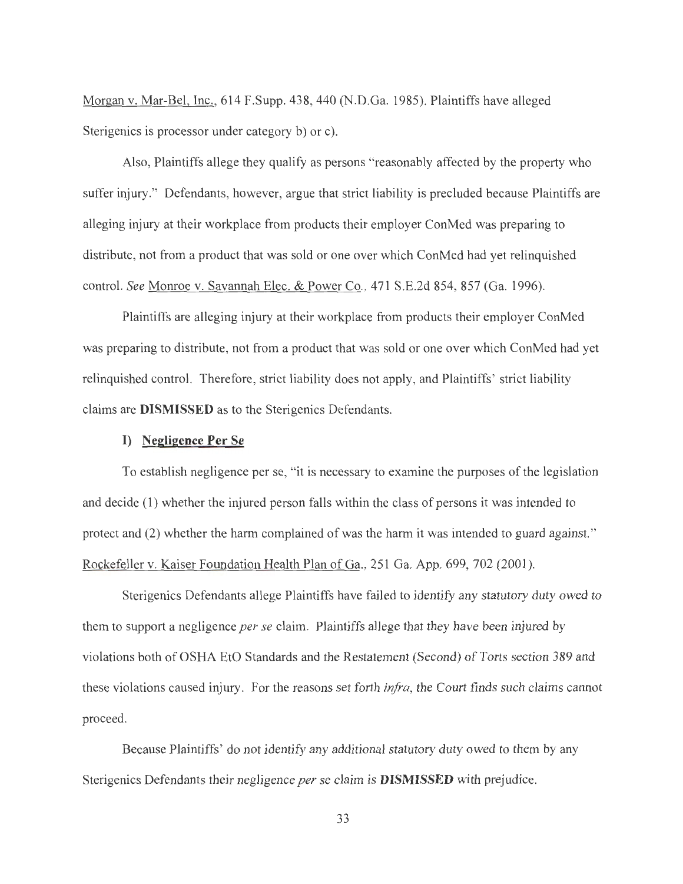Morgan v. Mar-Bel, Inc., 614 F.Supp. 438, 440 (N.D.Ga. 1985). Plaintiffs have alleged Sterigenics is processor under category b) or c).

Also, Plaintiffs allege they qualify as persons "reasonably affected by the property who suffer injury." Defendants, however, argue that strict liability is precluded because Plaintiffs are alleging injury at their workplace from products their employer ConMed was preparing to distribute, not from a product that was sold or one over which ConMed had yet relinquished control. *See* Monroe v. Savannah Elec. & Power Co., 471 S.E.2d 854, 857 (Ga. 1996).

Plaintiffs are alleging injury at their workplace from products their employer ConMed was preparing to distribute, not from a product that was sold or one over which ConMed had yet relinquished control. Therefore, strict liability does not apply, and Plaintiffs' strict liability claims are **DISMISSED** as to the Sterigenics Defendants.

### I) Negligence Per Se

To establish negligence per se, "it is necessary to examine the purposes of the legislation and decide (1) whether the injured person falls within the class of persons it was intended to protect and (2) whether the harm complained of was the harm it was intended to guard against." Rockefeller v. Kaiser Foundation Health Plan of Ga., 251 Ga. App. 699, 702 (2001).

Sterigenics Defendants allege Plaintiffs have failed to identify any statutory duty owed to them to support a negligence *per se* claim. Plaintiffs allege that they have been injured by violations both of OSHA EtO Standards and the Restatement (Second) of Torts section 389 and these violations caused injury. For the reasons set forth *infra*, the Court finds such claims cannot proceed.

Because Plaintiffs' do not identify any additional statutory duty owed to them by any Sterigenics Defendants their negligence *per se* claim is **DISMISSED** with prejudice.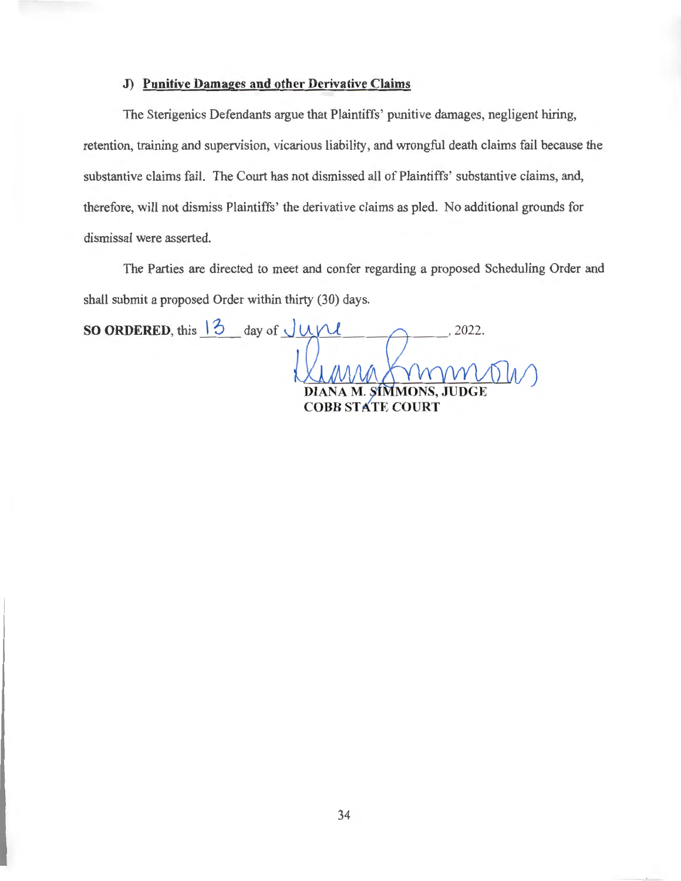### J) **Punitive Damages and other Derivative Claims**

The Sterigenics Defendants argue that Plaintiffs' punitive damages, negligent hiring, retention, training and supervision, vicarious liability, and wrongful death claims fail because the substantive claims fail. The Court has not dismissed all of Plaintiffs' substantive claims, and, therefore, will not dismiss Plaintiffs' the derivative claims as pled. No additional grounds for dismissal were asserted.

The Parties are directed to meet and confer regarding a proposed Scheduling Order and shall submit a proposed Order within thirty (30) days.

**SO ORDERED**, this 13 day of June, 2022.

**DIANA M. SIMMONS, JUDGE**
**COBB STATE COURT**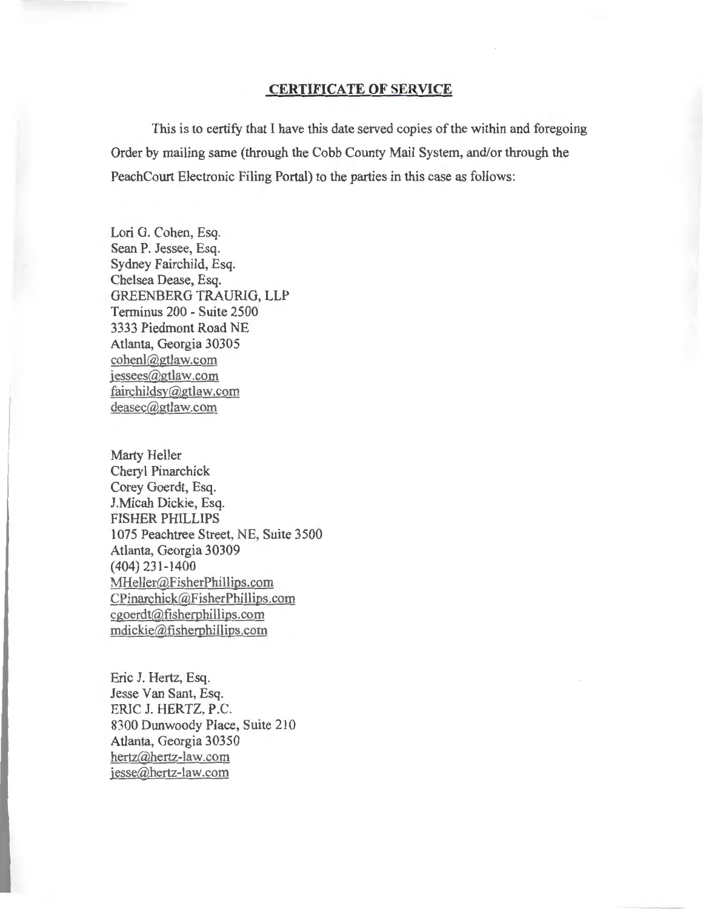## CERTIFICATE OF SERVICE

This is to certify that I have this date served copies of the within and foregoing Order by mailing same (through the Cobb County Mail System, and/or through the PeachCourt Electronic Filing Portal) to the parties in this case as follows:

Lori G. Cohen, Esq.
Sean P. Jessee, Esq.
Sydney Fairchild, Esq.
Chelsea Dease, Esq.
GREENBERG TRAURIG, LLP
Terminus 200 - Suite 2500
3333 Piedmont Road NE
Atlanta, Georgia 30305
cohenl@gtlaw.com
jessees@gtlaw.com
fairchildsy@gtlaw.com
deasec@gtlaw.com

Marty Heller
Cheryl Pinarchick
Corey Goerdt, Esq.
J.Micah Dickie, Esq.
FISHER PHILLIPS
1075 Peachtree Street, NE, Suite 3500
Atlanta, Georgia 30309
(404) 231-1400
MHeller@FisherPhillips.com
CPinarchick@FisherPhillips.com
cgoerdt@fisherphillips.com
mdickie@fisherphillips.com

Eric J. Hertz, Esq.
Jesse Van Sant, Esq.
ERIC J. HERTZ, P.C.
8300 Dunwoody Place, Suite 210
Atlanta, Georgia 30350
hertz@hertz-law.com
jesse@hertz-law.com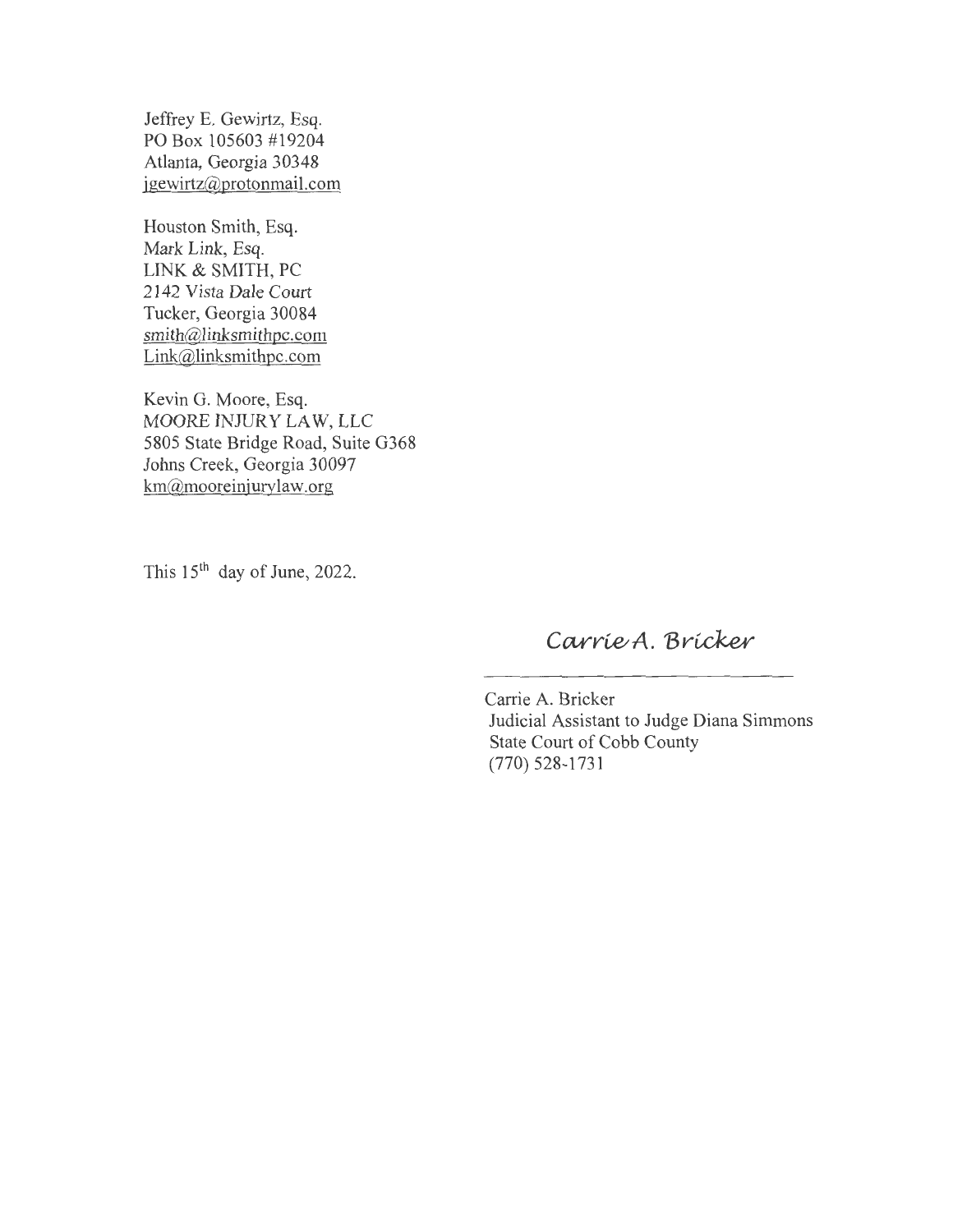Jeffrey E. Gewirtz, Esq.
PO Box 105603 #19204
Atlanta, Georgia 30348
jgewirtz@protonmail.com

Houston Smith, Esq.
Mark Link, Esq.
LINK & SMITH, PC
2142 Vista Dale Court
Tucker, Georgia 30084
smith@linksmithpc.com
Link@linksmithpc.com

Kevin G. Moore, Esq.
MOORE INJURY LAW, LLC
5805 State Bridge Road, Suite G368
Johns Creek, Georgia 30097
km@mooreinjurylaw.org

This 15th day of June, 2022.

*Carrie A. Bricker*

Carrie A. Bricker
Judicial Assistant to Judge Diana Simmons
State Court of Cobb County
(770) 528-1731